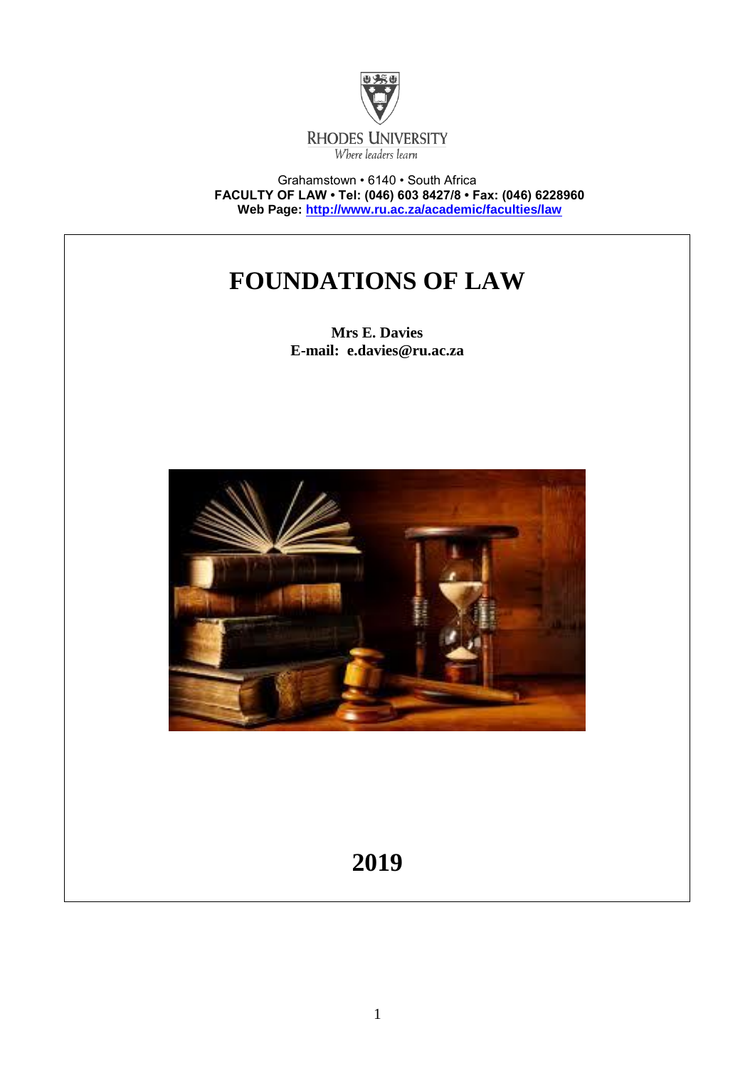RHODES UNIVERSITY

*Where leaders learn*

Grahamstown • 6140 • South Africa

**FACULTY OF LAW • Tel: (046) 603 8427/8 • Fax: (046) 6228960**

**Web Page: [http://www.ru.ac.za/academic/faculties/law](http://www.ru.ac.za/academic/faculties/law)**

# FOUNDATIONS OF LAW

**Mrs E. Davies**

**E-mail: e.davies@ru.ac.za**

## 2019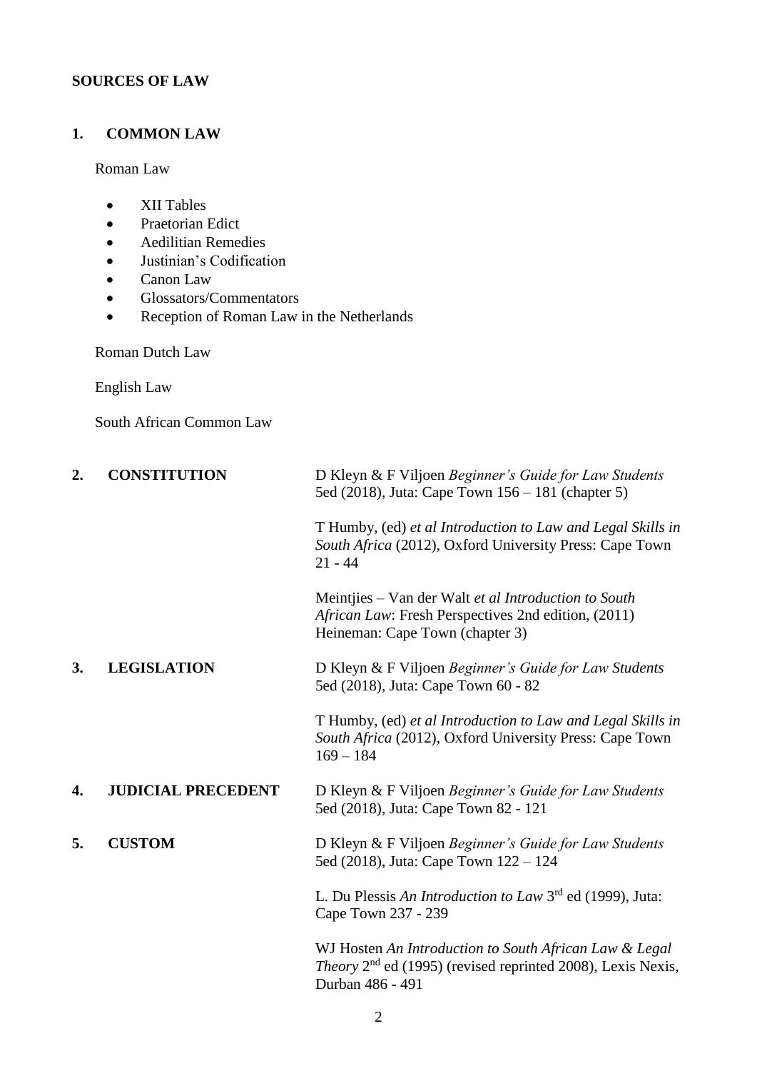**SOURCES OF LAW**

**1. COMMON LAW**

Roman Law

- XII Tables
- Praetorian Edict
- Aedilitian Remedies
- Justinian's Codification
- Canon Law
- Glossators/Commentators
- Reception of Roman Law in the Netherlands

Roman Dutch Law

English Law

South African Common Law

**2. CONSTITUTION**

D Kleyn & F Viljoen *Beginner's Guide for Law Students* 5ed (2018), Juta: Cape Town 156 – 181 (chapter 5)

T Humby, (ed) *et al Introduction to Law and Legal Skills in South Africa* (2012), Oxford University Press: Cape Town 21 - 44

Meintjies – Van der Walt *et al Introduction to South African Law*: Fresh Perspectives 2nd edition, (2011) Heineman: Cape Town (chapter 3)

**3. LEGISLATION**

D Kleyn & F Viljoen *Beginner's Guide for Law Students* 5ed (2018), Juta: Cape Town 60 - 82

T Humby, (ed) *et al Introduction to Law and Legal Skills in South Africa* (2012), Oxford University Press: Cape Town 169 – 184

**4. JUDICIAL PRECEDENT**

D Kleyn & F Viljoen *Beginner's Guide for Law Students* 5ed (2018), Juta: Cape Town 82 - 121

**5. CUSTOM**

D Kleyn & F Viljoen *Beginner's Guide for Law Students* 5ed (2018), Juta: Cape Town 122 – 124

L. Du Plessis *An Introduction to Law* 3rd ed (1999), Juta: Cape Town 237 - 239

WJ Hosten *An Introduction to South African Law & Legal Theory* 2nd ed (1995) (revised reprinted 2008), Lexis Nexis, Durban 486 - 491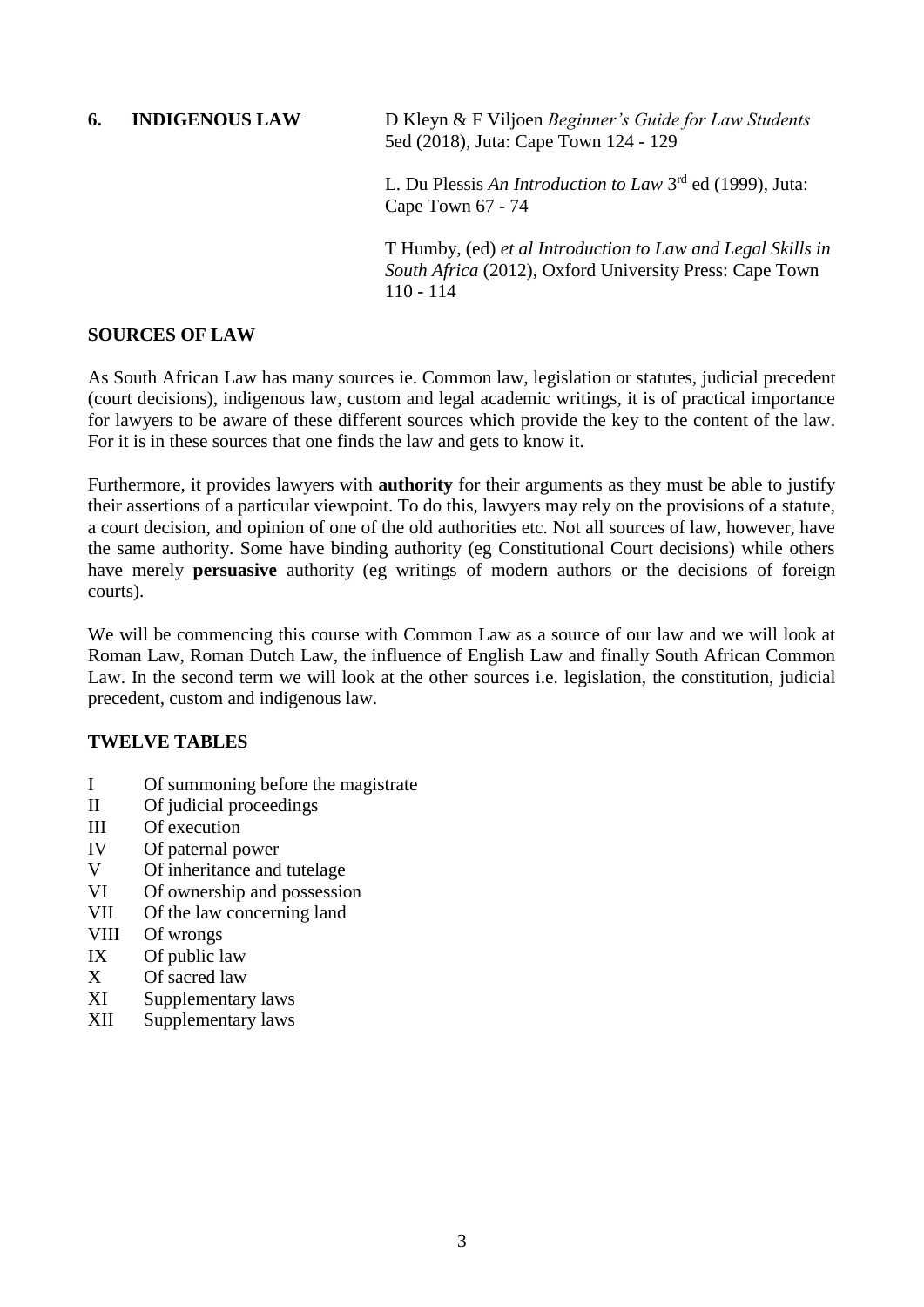**6. INDIGENOUS LAW**

D Kleyn & F Viljoen *Beginner's Guide for Law Students* 5ed (2018), Juta: Cape Town 124 - 129

L. Du Plessis *An Introduction to Law* 3rd ed (1999), Juta: Cape Town 67 - 74

T Humby, (ed) *et al Introduction to Law and Legal Skills in South Africa* (2012), Oxford University Press: Cape Town 110 - 114

## SOURCES OF LAW

As South African Law has many sources ie. Common law, legislation or statutes, judicial precedent (court decisions), indigenous law, custom and legal academic writings, it is of practical importance for lawyers to be aware of these different sources which provide the key to the content of the law. For it is in these sources that one finds the law and gets to know it.

Furthermore, it provides lawyers with **authority** for their arguments as they must be able to justify their assertions of a particular viewpoint. To do this, lawyers may rely on the provisions of a statute, a court decision, and opinion of one of the old authorities etc. Not all sources of law, however, have the same authority. Some have binding authority (eg Constitutional Court decisions) while others have merely **persuasive** authority (eg writings of modern authors or the decisions of foreign courts).

We will be commencing this course with Common Law as a source of our law and we will look at Roman Law, Roman Dutch Law, the influence of English Law and finally South African Common Law. In the second term we will look at the other sources i.e. legislation, the constitution, judicial precedent, custom and indigenous law.

## TWELVE TABLES

- I Of summoning before the magistrate
- II Of judicial proceedings
- III Of execution
- IV Of paternal power
- V Of inheritance and tutelage
- VI Of ownership and possession
- VII Of the law concerning land
- VIII Of wrongs
- IX Of public law
- X Of sacred law
- XI Supplementary laws
- XII Supplementary laws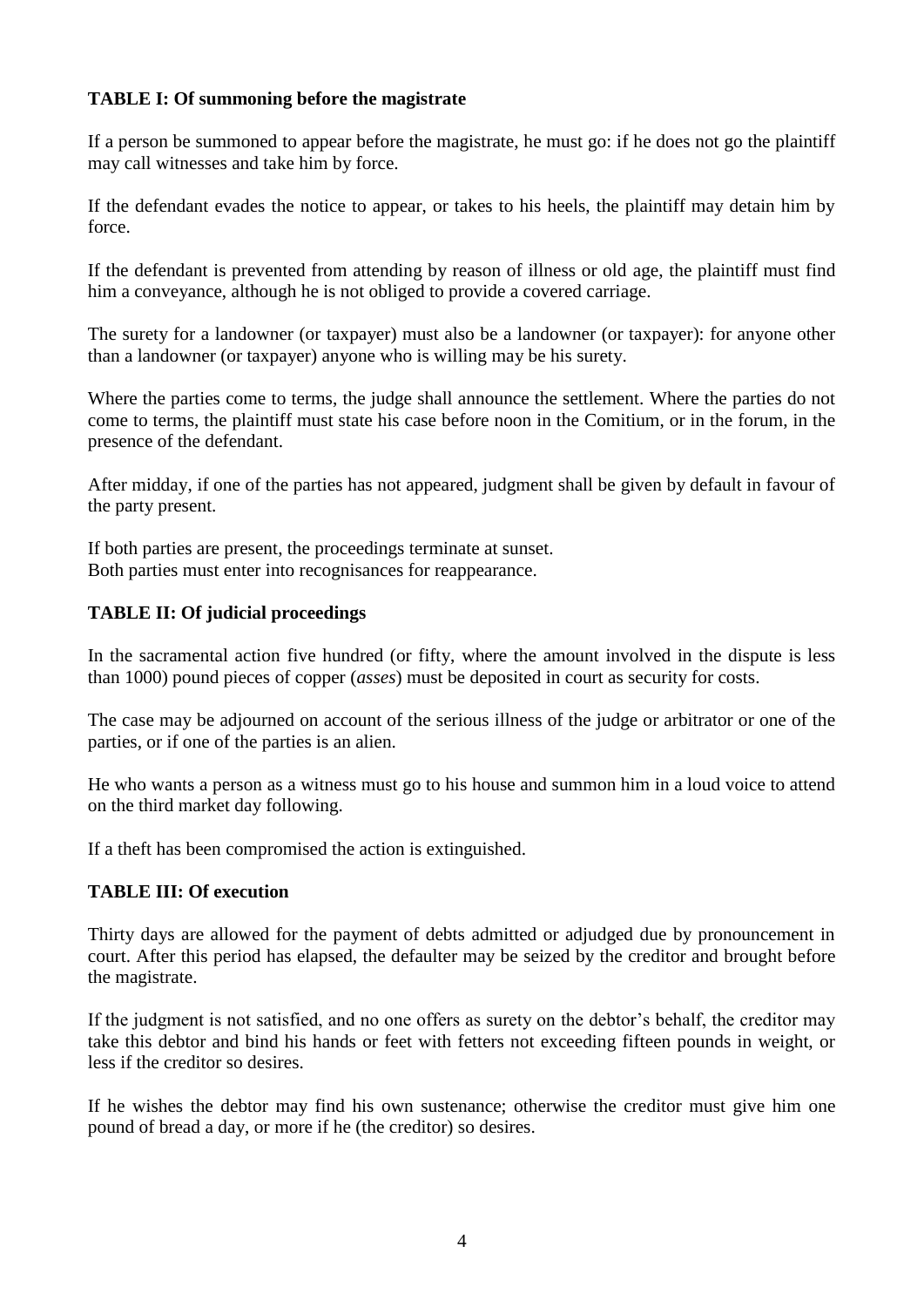### TABLE I: Of summoning before the magistrate

If a person be summoned to appear before the magistrate, he must go: if he does not go the plaintiff may call witnesses and take him by force.

If the defendant evades the notice to appear, or takes to his heels, the plaintiff may detain him by force.

If the defendant is prevented from attending by reason of illness or old age, the plaintiff must find him a conveyance, although he is not obliged to provide a covered carriage.

The surety for a landowner (or taxpayer) must also be a landowner (or taxpayer): for anyone other than a landowner (or taxpayer) anyone who is willing may be his surety.

Where the parties come to terms, the judge shall announce the settlement. Where the parties do not come to terms, the plaintiff must state his case before noon in the Comitium, or in the forum, in the presence of the defendant.

After midday, if one of the parties has not appeared, judgment shall be given by default in favour of the party present.

If both parties are present, the proceedings terminate at sunset.
Both parties must enter into recognisances for reappearance.

### TABLE II: Of judicial proceedings

In the sacramental action five hundred (or fifty, where the amount involved in the dispute is less than 1000) pound pieces of copper (*asses*) must be deposited in court as security for costs.

The case may be adjourned on account of the serious illness of the judge or arbitrator or one of the parties, or if one of the parties is an alien.

He who wants a person as a witness must go to his house and summon him in a loud voice to attend on the third market day following.

If a theft has been compromised the action is extinguished.

### TABLE III: Of execution

Thirty days are allowed for the payment of debts admitted or adjudged due by pronouncement in court. After this period has elapsed, the defaulter may be seized by the creditor and brought before the magistrate.

If the judgment is not satisfied, and no one offers as surety on the debtor's behalf, the creditor may take this debtor and bind his hands or feet with fetters not exceeding fifteen pounds in weight, or less if the creditor so desires.

If he wishes the debtor may find his own sustenance; otherwise the creditor must give him one pound of bread a day, or more if he (the creditor) so desires.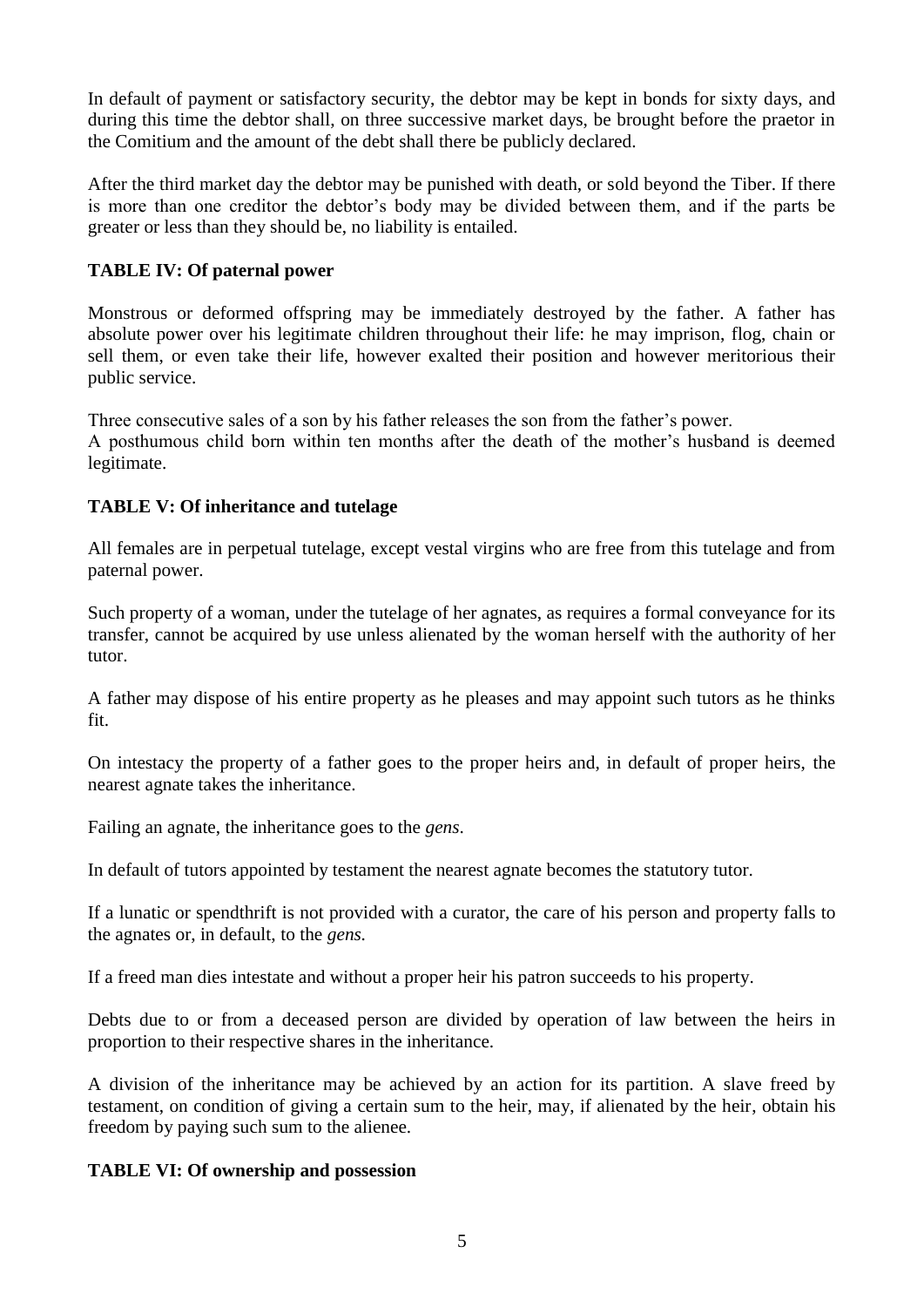In default of payment or satisfactory security, the debtor may be kept in bonds for sixty days, and during this time the debtor shall, on three successive market days, be brought before the praetor in the Comitium and the amount of the debt shall there be publicly declared.

After the third market day the debtor may be punished with death, or sold beyond the Tiber. If there is more than one creditor the debtor's body may be divided between them, and if the parts be greater or less than they should be, no liability is entailed.

**TABLE IV: Of paternal power**

Monstrous or deformed offspring may be immediately destroyed by the father. A father has absolute power over his legitimate children throughout their life: he may imprison, flog, chain or sell them, or even take their life, however exalted their position and however meritorious their public service.

Three consecutive sales of a son by his father releases the son from the father's power.
A posthumous child born within ten months after the death of the mother's husband is deemed legitimate.

**TABLE V: Of inheritance and tutelage**

All females are in perpetual tutelage, except vestal virgins who are free from this tutelage and from paternal power.

Such property of a woman, under the tutelage of her agnates, as requires a formal conveyance for its transfer, cannot be acquired by use unless alienated by the woman herself with the authority of her tutor.

A father may dispose of his entire property as he pleases and may appoint such tutors as he thinks fit.

On intestacy the property of a father goes to the proper heirs and, in default of proper heirs, the nearest agnate takes the inheritance.

Failing an agnate, the inheritance goes to the *gens*.

In default of tutors appointed by testament the nearest agnate becomes the statutory tutor.

If a lunatic or spendthrift is not provided with a curator, the care of his person and property falls to the agnates or, in default, to the *gens*.

If a freed man dies intestate and without a proper heir his patron succeeds to his property.

Debts due to or from a deceased person are divided by operation of law between the heirs in proportion to their respective shares in the inheritance.

A division of the inheritance may be achieved by an action for its partition. A slave freed by testament, on condition of giving a certain sum to the heir, may, if alienated by the heir, obtain his freedom by paying such sum to the alienee.

**TABLE VI: Of ownership and possession**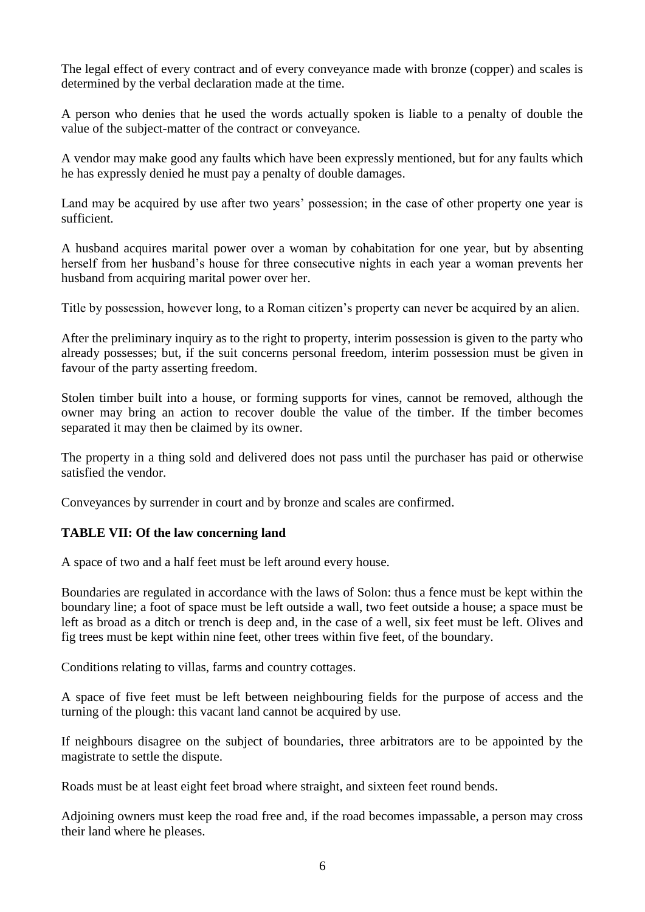The legal effect of every contract and of every conveyance made with bronze (copper) and scales is determined by the verbal declaration made at the time.

A person who denies that he used the words actually spoken is liable to a penalty of double the value of the subject-matter of the contract or conveyance.

A vendor may make good any faults which have been expressly mentioned, but for any faults which he has expressly denied he must pay a penalty of double damages.

Land may be acquired by use after two years' possession; in the case of other property one year is sufficient.

A husband acquires marital power over a woman by cohabitation for one year, but by absenting herself from her husband's house for three consecutive nights in each year a woman prevents her husband from acquiring marital power over her.

Title by possession, however long, to a Roman citizen's property can never be acquired by an alien.

After the preliminary inquiry as to the right to property, interim possession is given to the party who already possesses; but, if the suit concerns personal freedom, interim possession must be given in favour of the party asserting freedom.

Stolen timber built into a house, or forming supports for vines, cannot be removed, although the owner may bring an action to recover double the value of the timber. If the timber becomes separated it may then be claimed by its owner.

The property in a thing sold and delivered does not pass until the purchaser has paid or otherwise satisfied the vendor.

Conveyances by surrender in court and by bronze and scales are confirmed.

**TABLE VII: Of the law concerning land**

A space of two and a half feet must be left around every house.

Boundaries are regulated in accordance with the laws of Solon: thus a fence must be kept within the boundary line; a foot of space must be left outside a wall, two feet outside a house; a space must be left as broad as a ditch or trench is deep and, in the case of a well, six feet must be left. Olives and fig trees must be kept within nine feet, other trees within five feet, of the boundary.

Conditions relating to villas, farms and country cottages.

A space of five feet must be left between neighbouring fields for the purpose of access and the turning of the plough: this vacant land cannot be acquired by use.

If neighbours disagree on the subject of boundaries, three arbitrators are to be appointed by the magistrate to settle the dispute.

Roads must be at least eight feet broad where straight, and sixteen feet round bends.

Adjoining owners must keep the road free and, if the road becomes impassable, a person may cross their land where he pleases.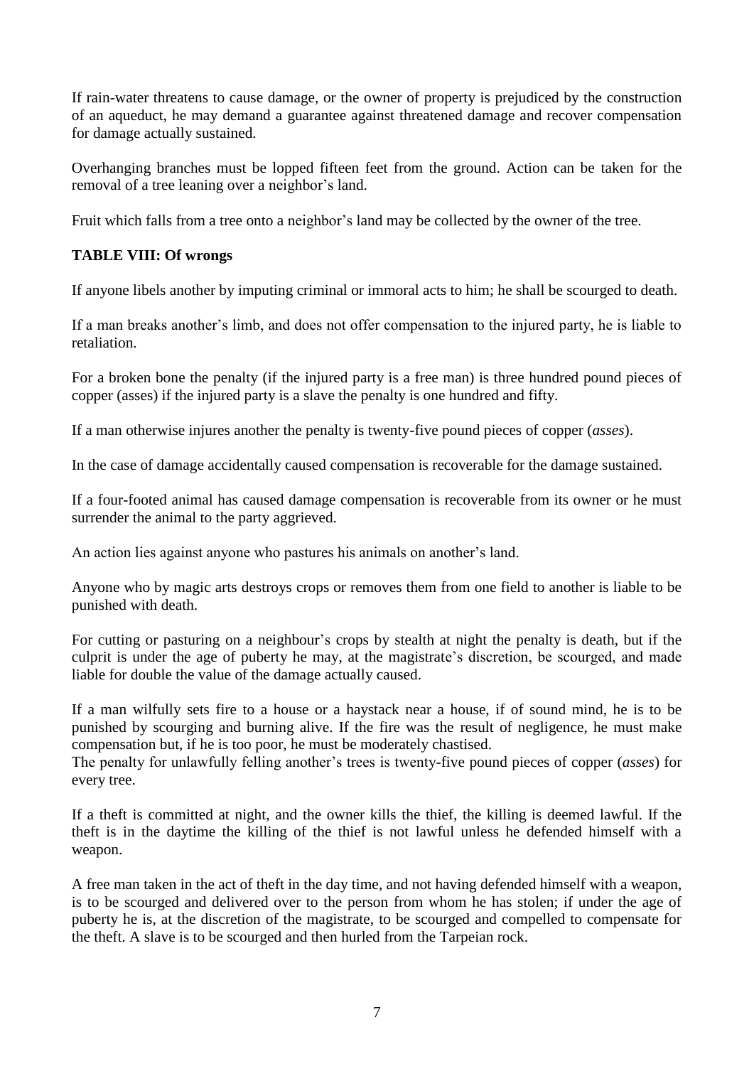If rain-water threatens to cause damage, or the owner of property is prejudiced by the construction of an aqueduct, he may demand a guarantee against threatened damage and recover compensation for damage actually sustained.

Overhanging branches must be lopped fifteen feet from the ground. Action can be taken for the removal of a tree leaning over a neighbor's land.

Fruit which falls from a tree onto a neighbor's land may be collected by the owner of the tree.

**TABLE VIII: Of wrongs**

If anyone libels another by imputing criminal or immoral acts to him; he shall be scourged to death.

If a man breaks another's limb, and does not offer compensation to the injured party, he is liable to retaliation.

For a broken bone the penalty (if the injured party is a free man) is three hundred pound pieces of copper (asses) if the injured party is a slave the penalty is one hundred and fifty.

If a man otherwise injures another the penalty is twenty-five pound pieces of copper (*asses*).

In the case of damage accidentally caused compensation is recoverable for the damage sustained.

If a four-footed animal has caused damage compensation is recoverable from its owner or he must surrender the animal to the party aggrieved.

An action lies against anyone who pastures his animals on another's land.

Anyone who by magic arts destroys crops or removes them from one field to another is liable to be punished with death.

For cutting or pasturing on a neighbour's crops by stealth at night the penalty is death, but if the culprit is under the age of puberty he may, at the magistrate's discretion, be scourged, and made liable for double the value of the damage actually caused.

If a man wilfully sets fire to a house or a haystack near a house, if of sound mind, he is to be punished by scourging and burning alive. If the fire was the result of negligence, he must make compensation but, if he is too poor, he must be moderately chastised.
The penalty for unlawfully felling another's trees is twenty-five pound pieces of copper (*asses*) for every tree.

If a theft is committed at night, and the owner kills the thief, the killing is deemed lawful. If the theft is in the daytime the killing of the thief is not lawful unless he defended himself with a weapon.

A free man taken in the act of theft in the day time, and not having defended himself with a weapon, is to be scourged and delivered over to the person from whom he has stolen; if under the age of puberty he is, at the discretion of the magistrate, to be scourged and compelled to compensate for the theft. A slave is to be scourged and then hurled from the Tarpeian rock.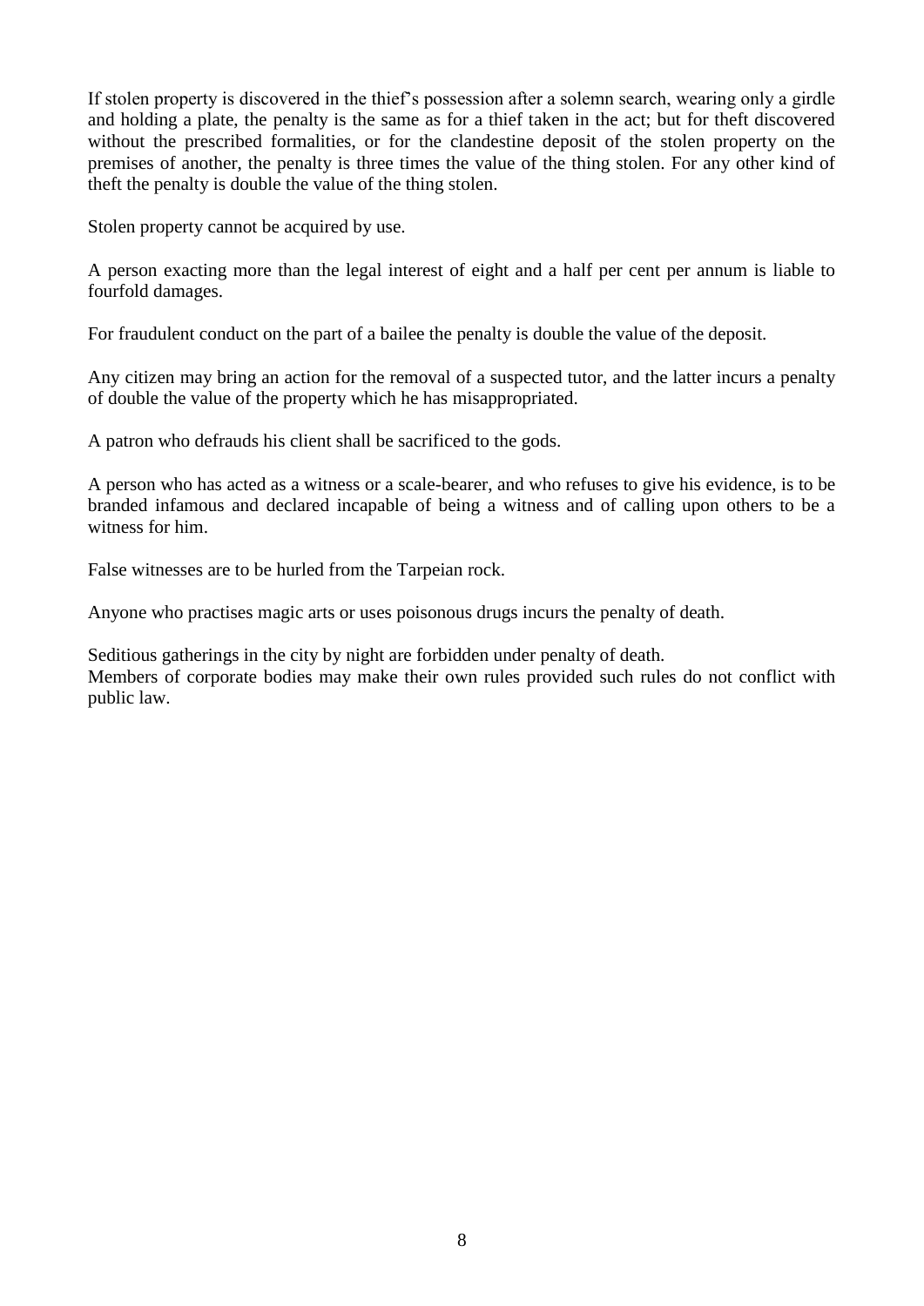If stolen property is discovered in the thief's possession after a solemn search, wearing only a girdle and holding a plate, the penalty is the same as for a thief taken in the act; but for theft discovered without the prescribed formalities, or for the clandestine deposit of the stolen property on the premises of another, the penalty is three times the value of the thing stolen. For any other kind of theft the penalty is double the value of the thing stolen.

Stolen property cannot be acquired by use.

A person exacting more than the legal interest of eight and a half per cent per annum is liable to fourfold damages.

For fraudulent conduct on the part of a bailee the penalty is double the value of the deposit.

Any citizen may bring an action for the removal of a suspected tutor, and the latter incurs a penalty of double the value of the property which he has misappropriated.

A patron who defrauds his client shall be sacrificed to the gods.

A person who has acted as a witness or a scale-bearer, and who refuses to give his evidence, is to be branded infamous and declared incapable of being a witness and of calling upon others to be a witness for him.

False witnesses are to be hurled from the Tarpeian rock.

Anyone who practises magic arts or uses poisonous drugs incurs the penalty of death.

Seditious gatherings in the city by night are forbidden under penalty of death.
Members of corporate bodies may make their own rules provided such rules do not conflict with public law.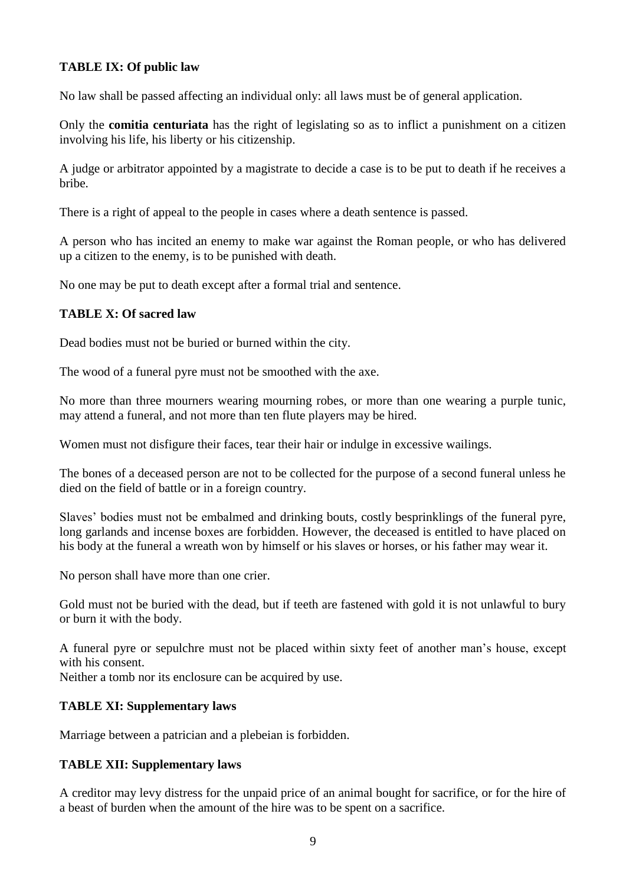**TABLE IX: Of public law**

No law shall be passed affecting an individual only: all laws must be of general application.

Only the **comitia centuriata** has the right of legislating so as to inflict a punishment on a citizen involving his life, his liberty or his citizenship.

A judge or arbitrator appointed by a magistrate to decide a case is to be put to death if he receives a bribe.

There is a right of appeal to the people in cases where a death sentence is passed.

A person who has incited an enemy to make war against the Roman people, or who has delivered up a citizen to the enemy, is to be punished with death.

No one may be put to death except after a formal trial and sentence.

**TABLE X: Of sacred law**

Dead bodies must not be buried or burned within the city.

The wood of a funeral pyre must not be smoothed with the axe.

No more than three mourners wearing mourning robes, or more than one wearing a purple tunic, may attend a funeral, and not more than ten flute players may be hired.

Women must not disfigure their faces, tear their hair or indulge in excessive wailings.

The bones of a deceased person are not to be collected for the purpose of a second funeral unless he died on the field of battle or in a foreign country.

Slaves' bodies must not be embalmed and drinking bouts, costly besprinklings of the funeral pyre, long garlands and incense boxes are forbidden. However, the deceased is entitled to have placed on his body at the funeral a wreath won by himself or his slaves or horses, or his father may wear it.

No person shall have more than one crier.

Gold must not be buried with the dead, but if teeth are fastened with gold it is not unlawful to bury or burn it with the body.

A funeral pyre or sepulchre must not be placed within sixty feet of another man's house, except with his consent.
Neither a tomb nor its enclosure can be acquired by use.

**TABLE XI: Supplementary laws**

Marriage between a patrician and a plebeian is forbidden.

**TABLE XII: Supplementary laws**

A creditor may levy distress for the unpaid price of an animal bought for sacrifice, or for the hire of a beast of burden when the amount of the hire was to be spent on a sacrifice.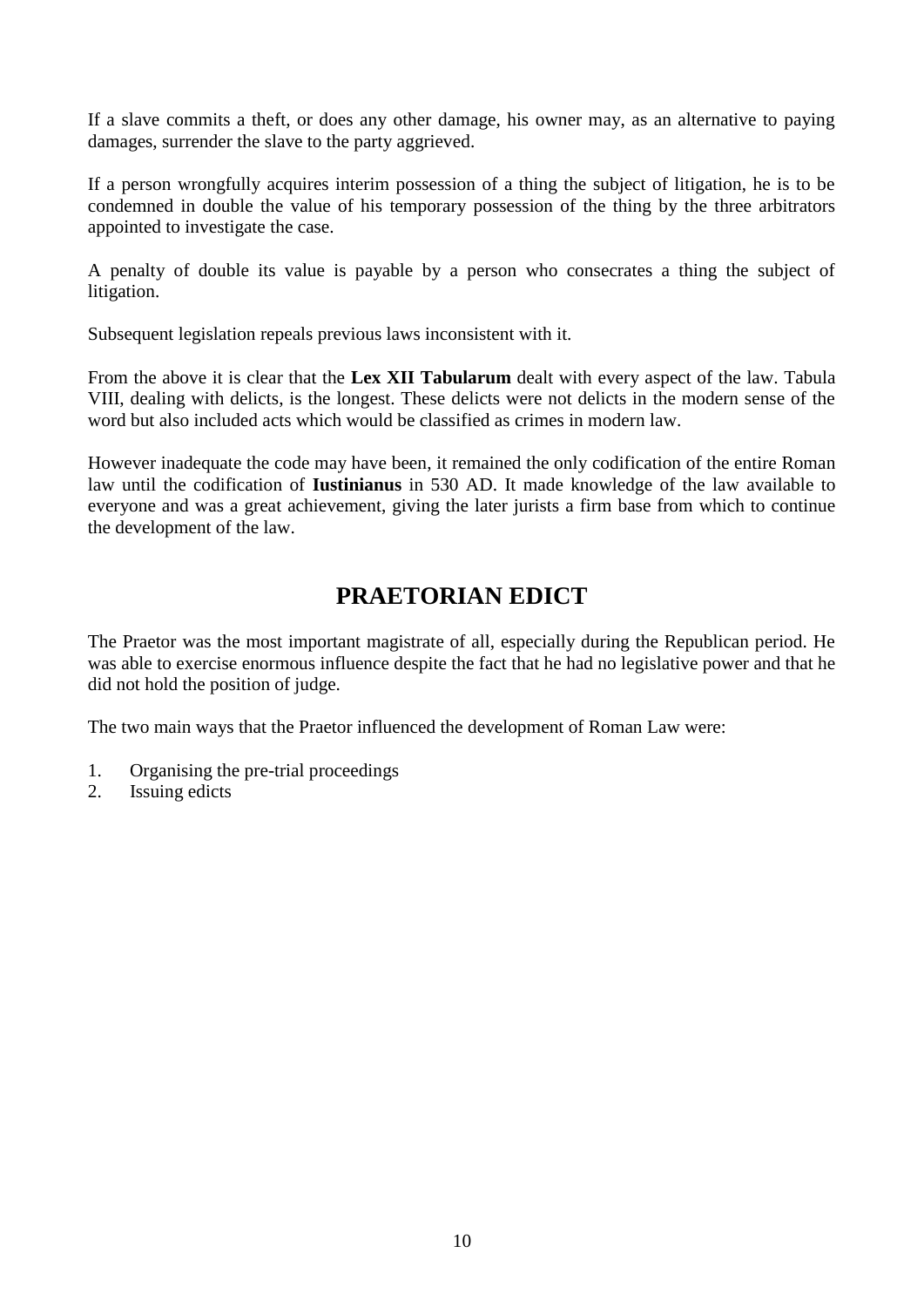If a slave commits a theft, or does any other damage, his owner may, as an alternative to paying damages, surrender the slave to the party aggrieved.

If a person wrongfully acquires interim possession of a thing the subject of litigation, he is to be condemned in double the value of his temporary possession of the thing by the three arbitrators appointed to investigate the case.

A penalty of double its value is payable by a person who consecrates a thing the subject of litigation.

Subsequent legislation repeals previous laws inconsistent with it.

From the above it is clear that the **Lex XII Tabularum** dealt with every aspect of the law. Tabula VIII, dealing with delicts, is the longest. These delicts were not delicts in the modern sense of the word but also included acts which would be classified as crimes in modern law.

However inadequate the code may have been, it remained the only codification of the entire Roman law until the codification of **Iustinianus** in 530 AD. It made knowledge of the law available to everyone and was a great achievement, giving the later jurists a firm base from which to continue the development of the law.

## PRAETORIAN EDICT

The Praetor was the most important magistrate of all, especially during the Republican period. He was able to exercise enormous influence despite the fact that he had no legislative power and that he did not hold the position of judge.

The two main ways that the Praetor influenced the development of Roman Law were:

1. Organising the pre-trial proceedings
2. Issuing edicts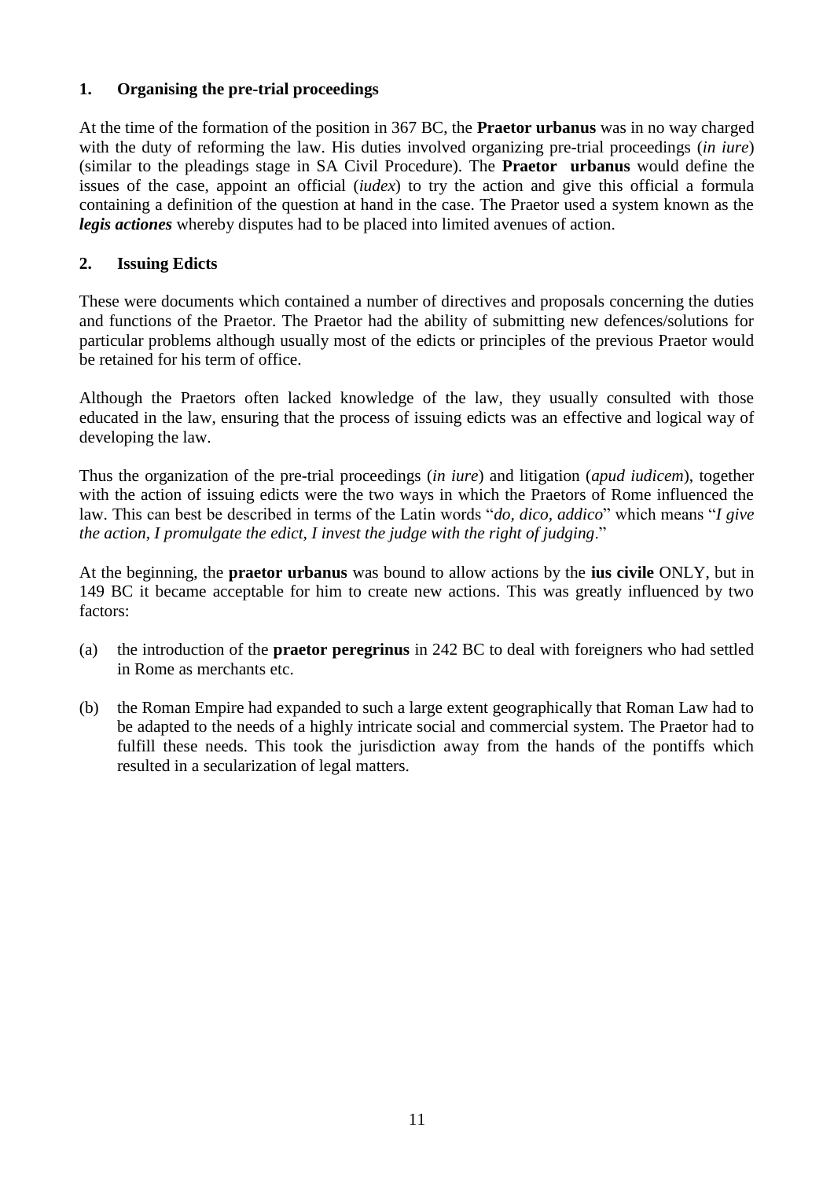### 1. Organising the pre-trial proceedings

At the time of the formation of the position in 367 BC, the **Praetor urbanus** was in no way charged with the duty of reforming the law. His duties involved organizing pre-trial proceedings (*in iure*) (similar to the pleadings stage in SA Civil Procedure). The **Praetor urbanus** would define the issues of the case, appoint an official (*iudex*) to try the action and give this official a formula containing a definition of the question at hand in the case. The Praetor used a system known as the ***legis actiones*** whereby disputes had to be placed into limited avenues of action.

### 2. Issuing Edicts

These were documents which contained a number of directives and proposals concerning the duties and functions of the Praetor. The Praetor had the ability of submitting new defences/solutions for particular problems although usually most of the edicts or principles of the previous Praetor would be retained for his term of office.

Although the Praetors often lacked knowledge of the law, they usually consulted with those educated in the law, ensuring that the process of issuing edicts was an effective and logical way of developing the law.

Thus the organization of the pre-trial proceedings (*in iure*) and litigation (*apud iudicem*), together with the action of issuing edicts were the two ways in which the Praetors of Rome influenced the law. This can best be described in terms of the Latin words "*do, dico, addico*" which means "*I give the action, I promulgate the edict, I invest the judge with the right of judging*."

At the beginning, the **praetor urbanus** was bound to allow actions by the **ius civile** ONLY, but in 149 BC it became acceptable for him to create new actions. This was greatly influenced by two factors:

(a) the introduction of the **praetor peregrinus** in 242 BC to deal with foreigners who had settled in Rome as merchants etc.

(b) the Roman Empire had expanded to such a large extent geographically that Roman Law had to be adapted to the needs of a highly intricate social and commercial system. The Praetor had to fulfill these needs. This took the jurisdiction away from the hands of the pontiffs which resulted in a secularization of legal matters.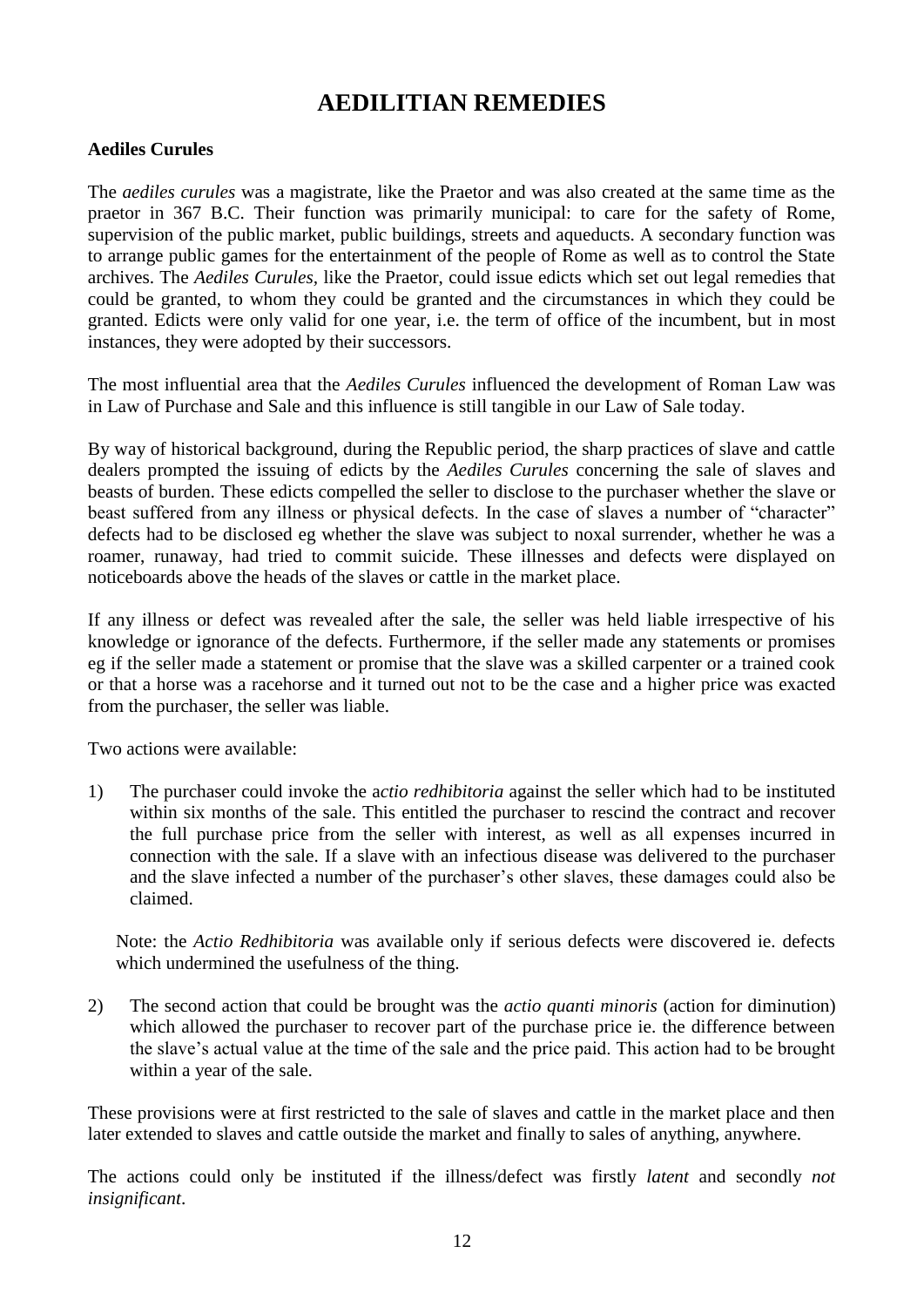# AEDILITIAN REMEDIES

**Aediles Curules**

The *aediles curules* was a magistrate, like the Praetor and was also created at the same time as the praetor in 367 B.C. Their function was primarily municipal: to care for the safety of Rome, supervision of the public market, public buildings, streets and aqueducts. A secondary function was to arrange public games for the entertainment of the people of Rome as well as to control the State archives. The *Aediles Curules*, like the Praetor, could issue edicts which set out legal remedies that could be granted, to whom they could be granted and the circumstances in which they could be granted. Edicts were only valid for one year, i.e. the term of office of the incumbent, but in most instances, they were adopted by their successors.

The most influential area that the *Aediles Curules* influenced the development of Roman Law was in Law of Purchase and Sale and this influence is still tangible in our Law of Sale today.

By way of historical background, during the Republic period, the sharp practices of slave and cattle dealers prompted the issuing of edicts by the *Aediles Curules* concerning the sale of slaves and beasts of burden. These edicts compelled the seller to disclose to the purchaser whether the slave or beast suffered from any illness or physical defects. In the case of slaves a number of "character" defects had to be disclosed eg whether the slave was subject to noxal surrender, whether he was a roamer, runaway, had tried to commit suicide. These illnesses and defects were displayed on noticeboards above the heads of the slaves or cattle in the market place.

If any illness or defect was revealed after the sale, the seller was held liable irrespective of his knowledge or ignorance of the defects. Furthermore, if the seller made any statements or promises eg if the seller made a statement or promise that the slave was a skilled carpenter or a trained cook or that a horse was a racehorse and it turned out not to be the case and a higher price was exacted from the purchaser, the seller was liable.

Two actions were available:

1) The purchaser could invoke the a*ctio redhibitoria* against the seller which had to be instituted within six months of the sale. This entitled the purchaser to rescind the contract and recover the full purchase price from the seller with interest, as well as all expenses incurred in connection with the sale. If a slave with an infectious disease was delivered to the purchaser and the slave infected a number of the purchaser's other slaves, these damages could also be claimed.

   Note: the *Actio Redhibitoria* was available only if serious defects were discovered ie. defects which undermined the usefulness of the thing.

2) The second action that could be brought was the *actio quanti minoris* (action for diminution) which allowed the purchaser to recover part of the purchase price ie. the difference between the slave's actual value at the time of the sale and the price paid. This action had to be brought within a year of the sale.

These provisions were at first restricted to the sale of slaves and cattle in the market place and then later extended to slaves and cattle outside the market and finally to sales of anything, anywhere.

The actions could only be instituted if the illness/defect was firstly *latent* and secondly *not insignificant*.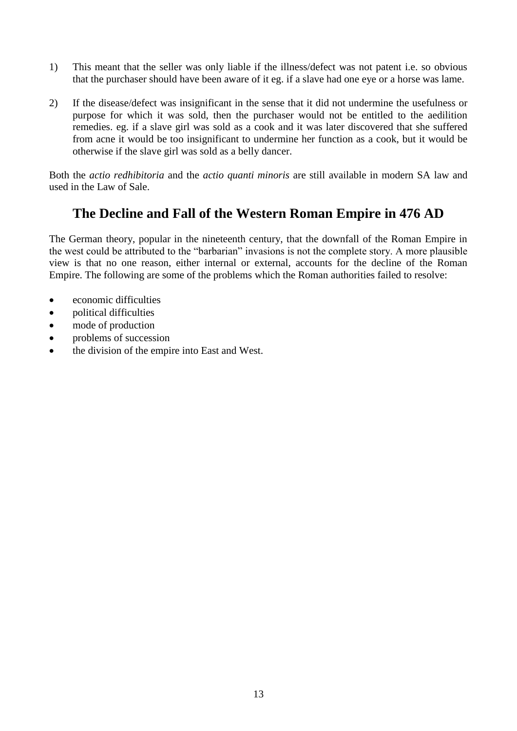1) This meant that the seller was only liable if the illness/defect was not patent i.e. so obvious that the purchaser should have been aware of it eg. if a slave had one eye or a horse was lame.

2) If the disease/defect was insignificant in the sense that it did not undermine the usefulness or purpose for which it was sold, then the purchaser would not be entitled to the aedilition remedies. eg. if a slave girl was sold as a cook and it was later discovered that she suffered from acne it would be too insignificant to undermine her function as a cook, but it would be otherwise if the slave girl was sold as a belly dancer.

Both the *actio redhibitoria* and the *actio quanti minoris* are still available in modern SA law and used in the Law of Sale.

## The Decline and Fall of the Western Roman Empire in 476 AD

The German theory, popular in the nineteenth century, that the downfall of the Roman Empire in the west could be attributed to the "barbarian" invasions is not the complete story. A more plausible view is that no one reason, either internal or external, accounts for the decline of the Roman Empire. The following are some of the problems which the Roman authorities failed to resolve:

- economic difficulties
- political difficulties
- mode of production
- problems of succession
- the division of the empire into East and West.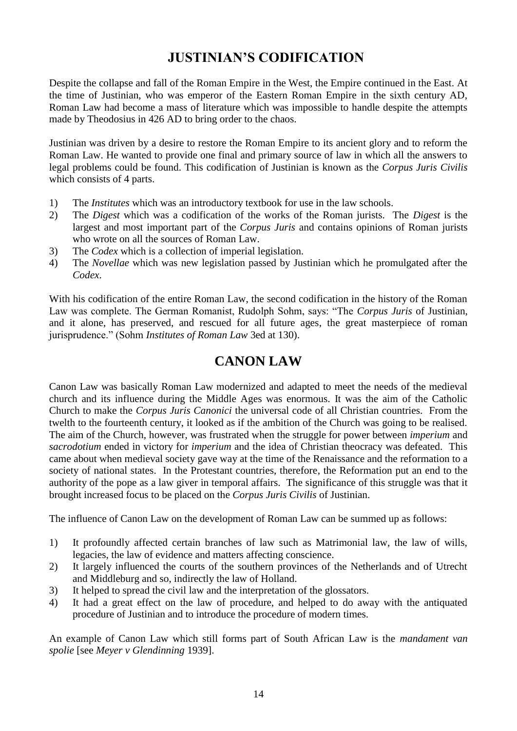# JUSTINIAN'S CODIFICATION

Despite the collapse and fall of the Roman Empire in the West, the Empire continued in the East. At the time of Justinian, who was emperor of the Eastern Roman Empire in the sixth century AD, Roman Law had become a mass of literature which was impossible to handle despite the attempts made by Theodosius in 426 AD to bring order to the chaos.

Justinian was driven by a desire to restore the Roman Empire to its ancient glory and to reform the Roman Law. He wanted to provide one final and primary source of law in which all the answers to legal problems could be found. This codification of Justinian is known as the *Corpus Juris Civilis* which consists of 4 parts.

1) The *Institutes* which was an introductory textbook for use in the law schools.
2) The *Digest* which was a codification of the works of the Roman jurists. The *Digest* is the largest and most important part of the *Corpus Juris* and contains opinions of Roman jurists who wrote on all the sources of Roman Law.
3) The *Codex* which is a collection of imperial legislation.
4) The *Novellae* which was new legislation passed by Justinian which he promulgated after the *Codex*.

With his codification of the entire Roman Law, the second codification in the history of the Roman Law was complete. The German Romanist, Rudolph Sohm, says: "The *Corpus Juris* of Justinian, and it alone, has preserved, and rescued for all future ages, the great masterpiece of roman jurisprudence." (Sohm *Institutes of Roman Law* 3ed at 130).

# CANON LAW

Canon Law was basically Roman Law modernized and adapted to meet the needs of the medieval church and its influence during the Middle Ages was enormous. It was the aim of the Catholic Church to make the *Corpus Juris Canonici* the universal code of all Christian countries. From the twelth to the fourteenth century, it looked as if the ambition of the Church was going to be realised. The aim of the Church, however, was frustrated when the struggle for power between *imperium* and *sacrodotium* ended in victory for *imperium* and the idea of Christian theocracy was defeated. This came about when medieval society gave way at the time of the Renaissance and the reformation to a society of national states. In the Protestant countries, therefore, the Reformation put an end to the authority of the pope as a law giver in temporal affairs. The significance of this struggle was that it brought increased focus to be placed on the *Corpus Juris Civilis* of Justinian.

The influence of Canon Law on the development of Roman Law can be summed up as follows:

1) It profoundly affected certain branches of law such as Matrimonial law, the law of wills, legacies, the law of evidence and matters affecting conscience.
2) It largely influenced the courts of the southern provinces of the Netherlands and of Utrecht and Middleburg and so, indirectly the law of Holland.
3) It helped to spread the civil law and the interpretation of the glossators.
4) It had a great effect on the law of procedure, and helped to do away with the antiquated procedure of Justinian and to introduce the procedure of modern times.

An example of Canon Law which still forms part of South African Law is the *mandament van spolie* [see *Meyer v Glendinning* 1939].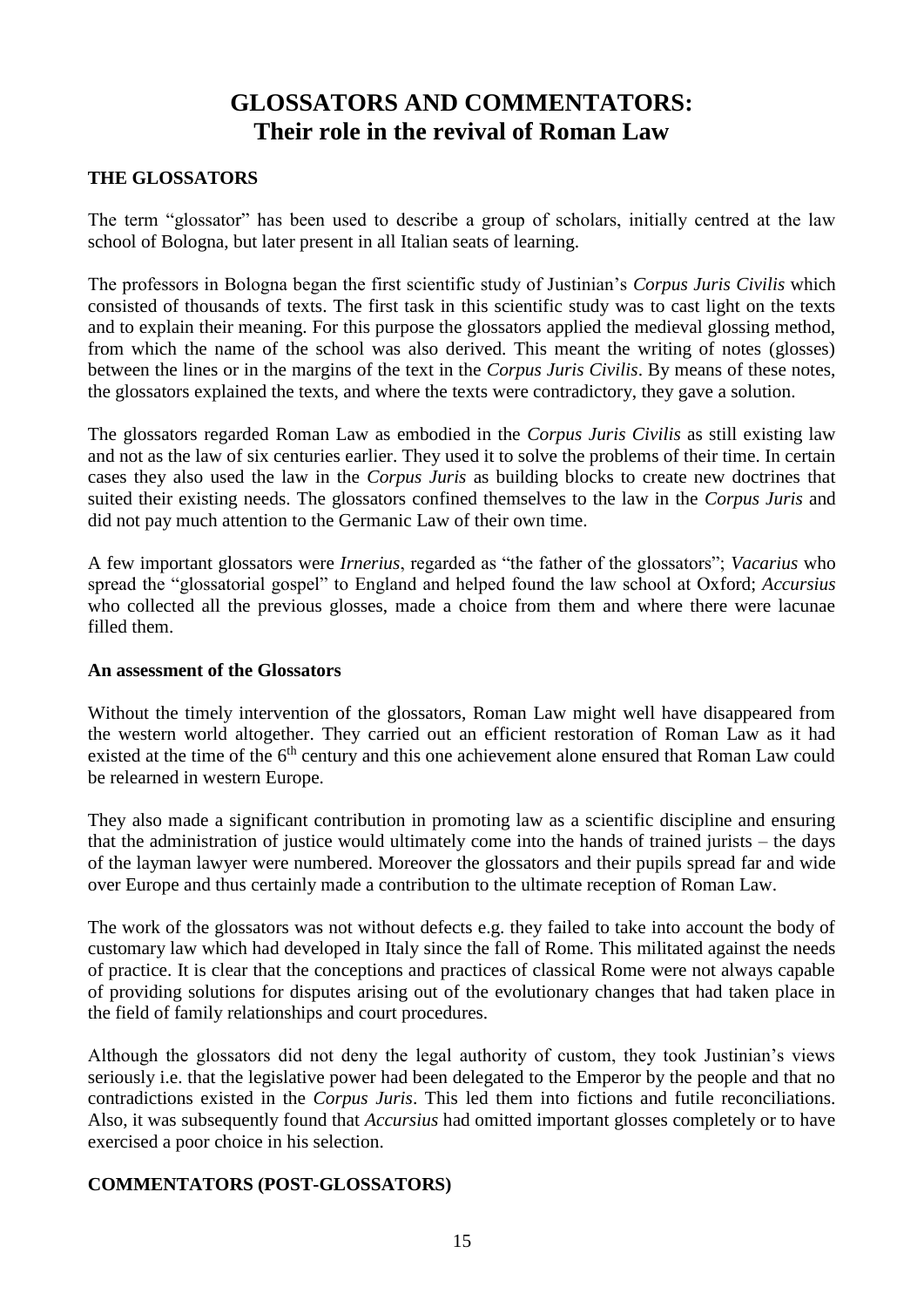# GLOSSATORS AND COMMENTATORS: Their role in the revival of Roman Law

## THE GLOSSATORS

The term "glossator" has been used to describe a group of scholars, initially centred at the law school of Bologna, but later present in all Italian seats of learning.

The professors in Bologna began the first scientific study of Justinian's *Corpus Juris Civilis* which consisted of thousands of texts. The first task in this scientific study was to cast light on the texts and to explain their meaning. For this purpose the glossators applied the medieval glossing method, from which the name of the school was also derived. This meant the writing of notes (glosses) between the lines or in the margins of the text in the *Corpus Juris Civilis*. By means of these notes, the glossators explained the texts, and where the texts were contradictory, they gave a solution.

The glossators regarded Roman Law as embodied in the *Corpus Juris Civilis* as still existing law and not as the law of six centuries earlier. They used it to solve the problems of their time. In certain cases they also used the law in the *Corpus Juris* as building blocks to create new doctrines that suited their existing needs. The glossators confined themselves to the law in the *Corpus Juris* and did not pay much attention to the Germanic Law of their own time.

A few important glossators were *Irnerius*, regarded as "the father of the glossators"; *Vacarius* who spread the "glossatorial gospel" to England and helped found the law school at Oxford; *Accursius* who collected all the previous glosses, made a choice from them and where there were lacunae filled them.

### An assessment of the Glossators

Without the timely intervention of the glossators, Roman Law might well have disappeared from the western world altogether. They carried out an efficient restoration of Roman Law as it had existed at the time of the 6th century and this one achievement alone ensured that Roman Law could be relearned in western Europe.

They also made a significant contribution in promoting law as a scientific discipline and ensuring that the administration of justice would ultimately come into the hands of trained jurists – the days of the layman lawyer were numbered. Moreover the glossators and their pupils spread far and wide over Europe and thus certainly made a contribution to the ultimate reception of Roman Law.

The work of the glossators was not without defects e.g. they failed to take into account the body of customary law which had developed in Italy since the fall of Rome. This militated against the needs of practice. It is clear that the conceptions and practices of classical Rome were not always capable of providing solutions for disputes arising out of the evolutionary changes that had taken place in the field of family relationships and court procedures.

Although the glossators did not deny the legal authority of custom, they took Justinian's views seriously i.e. that the legislative power had been delegated to the Emperor by the people and that no contradictions existed in the *Corpus Juris*. This led them into fictions and futile reconciliations. Also, it was subsequently found that *Accursius* had omitted important glosses completely or to have exercised a poor choice in his selection.

## COMMENTATORS (POST-GLOSSATORS)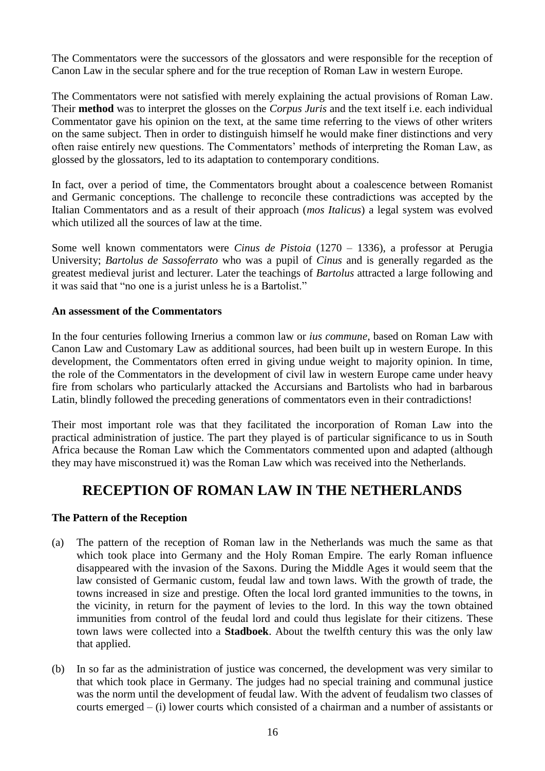The Commentators were the successors of the glossators and were responsible for the reception of Canon Law in the secular sphere and for the true reception of Roman Law in western Europe.

The Commentators were not satisfied with merely explaining the actual provisions of Roman Law. Their **method** was to interpret the glosses on the *Corpus Juris* and the text itself i.e. each individual Commentator gave his opinion on the text, at the same time referring to the views of other writers on the same subject. Then in order to distinguish himself he would make finer distinctions and very often raise entirely new questions. The Commentators' methods of interpreting the Roman Law, as glossed by the glossators, led to its adaptation to contemporary conditions.

In fact, over a period of time, the Commentators brought about a coalescence between Romanist and Germanic conceptions. The challenge to reconcile these contradictions was accepted by the Italian Commentators and as a result of their approach (*mos Italicus*) a legal system was evolved which utilized all the sources of law at the time.

Some well known commentators were *Cinus de Pistoia* (1270 – 1336), a professor at Perugia University; *Bartolus de Sassoferrato* who was a pupil of *Cinus* and is generally regarded as the greatest medieval jurist and lecturer. Later the teachings of *Bartolus* attracted a large following and it was said that "no one is a jurist unless he is a Bartolist."

**An assessment of the Commentators**

In the four centuries following Irnerius a common law or *ius commune*, based on Roman Law with Canon Law and Customary Law as additional sources, had been built up in western Europe. In this development, the Commentators often erred in giving undue weight to majority opinion. In time, the role of the Commentators in the development of civil law in western Europe came under heavy fire from scholars who particularly attacked the Accursians and Bartolists who had in barbarous Latin, blindly followed the preceding generations of commentators even in their contradictions!

Their most important role was that they facilitated the incorporation of Roman Law into the practical administration of justice. The part they played is of particular significance to us in South Africa because the Roman Law which the Commentators commented upon and adapted (although they may have misconstrued it) was the Roman Law which was received into the Netherlands.

# RECEPTION OF ROMAN LAW IN THE NETHERLANDS

**The Pattern of the Reception**

(a) The pattern of the reception of Roman law in the Netherlands was much the same as that which took place into Germany and the Holy Roman Empire. The early Roman influence disappeared with the invasion of the Saxons. During the Middle Ages it would seem that the law consisted of Germanic custom, feudal law and town laws. With the growth of trade, the towns increased in size and prestige. Often the local lord granted immunities to the towns, in the vicinity, in return for the payment of levies to the lord. In this way the town obtained immunities from control of the feudal lord and could thus legislate for their citizens. These town laws were collected into a **Stadboek**. About the twelfth century this was the only law that applied.

(b) In so far as the administration of justice was concerned, the development was very similar to that which took place in Germany. The judges had no special training and communal justice was the norm until the development of feudal law. With the advent of feudalism two classes of courts emerged – (i) lower courts which consisted of a chairman and a number of assistants or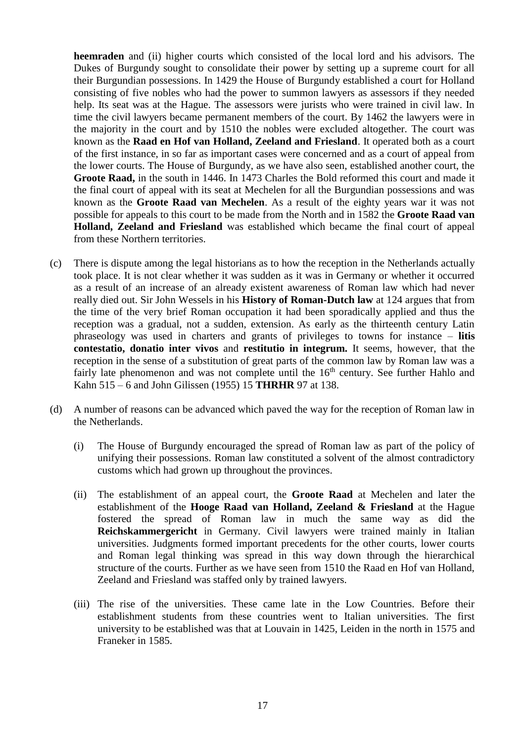**heemraden** and (ii) higher courts which consisted of the local lord and his advisors. The Dukes of Burgundy sought to consolidate their power by setting up a supreme court for all their Burgundian possessions. In 1429 the House of Burgundy established a court for Holland consisting of five nobles who had the power to summon lawyers as assessors if they needed help. Its seat was at the Hague. The assessors were jurists who were trained in civil law. In time the civil lawyers became permanent members of the court. By 1462 the lawyers were in the majority in the court and by 1510 the nobles were excluded altogether. The court was known as the **Raad en Hof van Holland, Zeeland and Friesland**. It operated both as a court of the first instance, in so far as important cases were concerned and as a court of appeal from the lower courts. The House of Burgundy, as we have also seen, established another court, the **Groote Raad,** in the south in 1446. In 1473 Charles the Bold reformed this court and made it the final court of appeal with its seat at Mechelen for all the Burgundian possessions and was known as the **Groote Raad van Mechelen**. As a result of the eighty years war it was not possible for appeals to this court to be made from the North and in 1582 the **Groote Raad van Holland, Zeeland and Friesland** was established which became the final court of appeal from these Northern territories.

(c) There is dispute among the legal historians as to how the reception in the Netherlands actually took place. It is not clear whether it was sudden as it was in Germany or whether it occurred as a result of an increase of an already existent awareness of Roman law which had never really died out. Sir John Wessels in his **History of Roman-Dutch law** at 124 argues that from the time of the very brief Roman occupation it had been sporadically applied and thus the reception was a gradual, not a sudden, extension. As early as the thirteenth century Latin phraseology was used in charters and grants of privileges to towns for instance – **litis contestatio, donatio inter vivos** and **restitutio in integrum.** It seems, however, that the reception in the sense of a substitution of great parts of the common law by Roman law was a fairly late phenomenon and was not complete until the 16th century. See further Hahlo and Kahn 515 – 6 and John Gilissen (1955) 15 **THRHR** 97 at 138.

(d) A number of reasons can be advanced which paved the way for the reception of Roman law in the Netherlands.

   (i) The House of Burgundy encouraged the spread of Roman law as part of the policy of unifying their possessions. Roman law constituted a solvent of the almost contradictory customs which had grown up throughout the provinces.

   (ii) The establishment of an appeal court, the **Groote Raad** at Mechelen and later the establishment of the **Hooge Raad van Holland, Zeeland & Friesland** at the Hague fostered the spread of Roman law in much the same way as did the **Reichskammergericht** in Germany. Civil lawyers were trained mainly in Italian universities. Judgments formed important precedents for the other courts, lower courts and Roman legal thinking was spread in this way down through the hierarchical structure of the courts. Further as we have seen from 1510 the Raad en Hof van Holland, Zeeland and Friesland was staffed only by trained lawyers.

   (iii) The rise of the universities. These came late in the Low Countries. Before their establishment students from these countries went to Italian universities. The first university to be established was that at Louvain in 1425, Leiden in the north in 1575 and Franeker in 1585.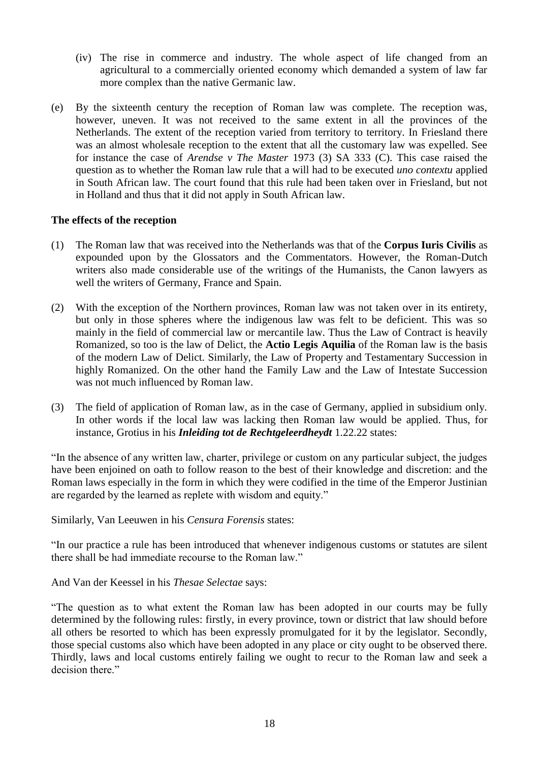(iv) The rise in commerce and industry. The whole aspect of life changed from an agricultural to a commercially oriented economy which demanded a system of law far more complex than the native Germanic law.

(e) By the sixteenth century the reception of Roman law was complete. The reception was, however, uneven. It was not received to the same extent in all the provinces of the Netherlands. The extent of the reception varied from territory to territory. In Friesland there was an almost wholesale reception to the extent that all the customary law was expelled. See for instance the case of *Arendse v The Master* 1973 (3) SA 333 (C). This case raised the question as to whether the Roman law rule that a will had to be executed *uno contextu* applied in South African law. The court found that this rule had been taken over in Friesland, but not in Holland and thus that it did not apply in South African law.

**The effects of the reception**

(1) The Roman law that was received into the Netherlands was that of the **Corpus Iuris Civilis** as expounded upon by the Glossators and the Commentators. However, the Roman-Dutch writers also made considerable use of the writings of the Humanists, the Canon lawyers as well the writers of Germany, France and Spain.

(2) With the exception of the Northern provinces, Roman law was not taken over in its entirety, but only in those spheres where the indigenous law was felt to be deficient. This was so mainly in the field of commercial law or mercantile law. Thus the Law of Contract is heavily Romanized, so too is the law of Delict, the **Actio Legis Aquilia** of the Roman law is the basis of the modern Law of Delict. Similarly, the Law of Property and Testamentary Succession in highly Romanized. On the other hand the Family Law and the Law of Intestate Succession was not much influenced by Roman law.

(3) The field of application of Roman law, as in the case of Germany, applied in subsidium only. In other words if the local law was lacking then Roman law would be applied. Thus, for instance, Grotius in his ***Inleiding tot de Rechtgeleerdheydt*** 1.22.22 states:

"In the absence of any written law, charter, privilege or custom on any particular subject, the judges have been enjoined on oath to follow reason to the best of their knowledge and discretion: and the Roman laws especially in the form in which they were codified in the time of the Emperor Justinian are regarded by the learned as replete with wisdom and equity."

Similarly, Van Leeuwen in his *Censura Forensis* states:

"In our practice a rule has been introduced that whenever indigenous customs or statutes are silent there shall be had immediate recourse to the Roman law."

And Van der Keessel in his *Thesae Selectae* says:

"The question as to what extent the Roman law has been adopted in our courts may be fully determined by the following rules: firstly, in every province, town or district that law should before all others be resorted to which has been expressly promulgated for it by the legislator. Secondly, those special customs also which have been adopted in any place or city ought to be observed there. Thirdly, laws and local customs entirely failing we ought to recur to the Roman law and seek a decision there."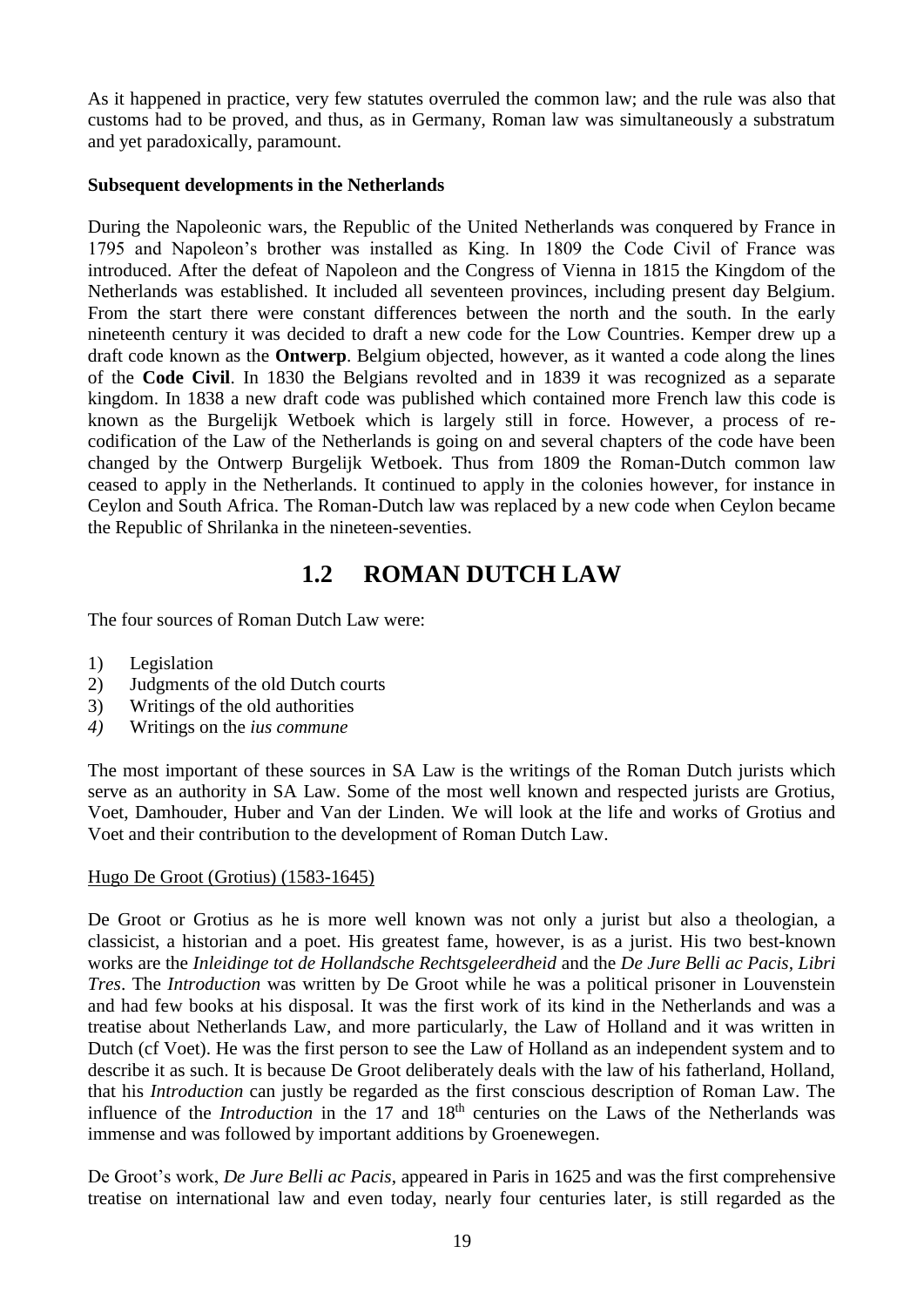As it happened in practice, very few statutes overruled the common law; and the rule was also that customs had to be proved, and thus, as in Germany, Roman law was simultaneously a substratum and yet paradoxically, paramount.

**Subsequent developments in the Netherlands**

During the Napoleonic wars, the Republic of the United Netherlands was conquered by France in 1795 and Napoleon's brother was installed as King. In 1809 the Code Civil of France was introduced. After the defeat of Napoleon and the Congress of Vienna in 1815 the Kingdom of the Netherlands was established. It included all seventeen provinces, including present day Belgium. From the start there were constant differences between the north and the south. In the early nineteenth century it was decided to draft a new code for the Low Countries. Kemper drew up a draft code known as the **Ontwerp**. Belgium objected, however, as it wanted a code along the lines of the **Code Civil**. In 1830 the Belgians revolted and in 1839 it was recognized as a separate kingdom. In 1838 a new draft code was published which contained more French law this code is known as the Burgelijk Wetboek which is largely still in force. However, a process of re-codification of the Law of the Netherlands is going on and several chapters of the code have been changed by the Ontwerp Burgelijk Wetboek. Thus from 1809 the Roman-Dutch common law ceased to apply in the Netherlands. It continued to apply in the colonies however, for instance in Ceylon and South Africa. The Roman-Dutch law was replaced by a new code when Ceylon became the Republic of Shrilanka in the nineteen-seventies.

## 1.2 ROMAN DUTCH LAW

The four sources of Roman Dutch Law were:

1) Legislation
2) Judgments of the old Dutch courts
3) Writings of the old authorities
4) Writings on the *ius commune*

The most important of these sources in SA Law is the writings of the Roman Dutch jurists which serve as an authority in SA Law. Some of the most well known and respected jurists are Grotius, Voet, Damhouder, Huber and Van der Linden. We will look at the life and works of Grotius and Voet and their contribution to the development of Roman Dutch Law.

Hugo De Groot (Grotius) (1583-1645)

De Groot or Grotius as he is more well known was not only a jurist but also a theologian, a classicist, a historian and a poet. His greatest fame, however, is as a jurist. His two best-known works are the *Inleidinge tot de Hollandsche Rechtsgeleerdheid* and the *De Jure Belli ac Pacis, Libri Tres*. The *Introduction* was written by De Groot while he was a political prisoner in Louvenstein and had few books at his disposal. It was the first work of its kind in the Netherlands and was a treatise about Netherlands Law, and more particularly, the Law of Holland and it was written in Dutch (cf Voet). He was the first person to see the Law of Holland as an independent system and to describe it as such. It is because De Groot deliberately deals with the law of his fatherland, Holland, that his *Introduction* can justly be regarded as the first conscious description of Roman Law. The influence of the *Introduction* in the 17 and 18th centuries on the Laws of the Netherlands was immense and was followed by important additions by Groenewegen.

De Groot's work, *De Jure Belli ac Pacis*, appeared in Paris in 1625 and was the first comprehensive treatise on international law and even today, nearly four centuries later, is still regarded as the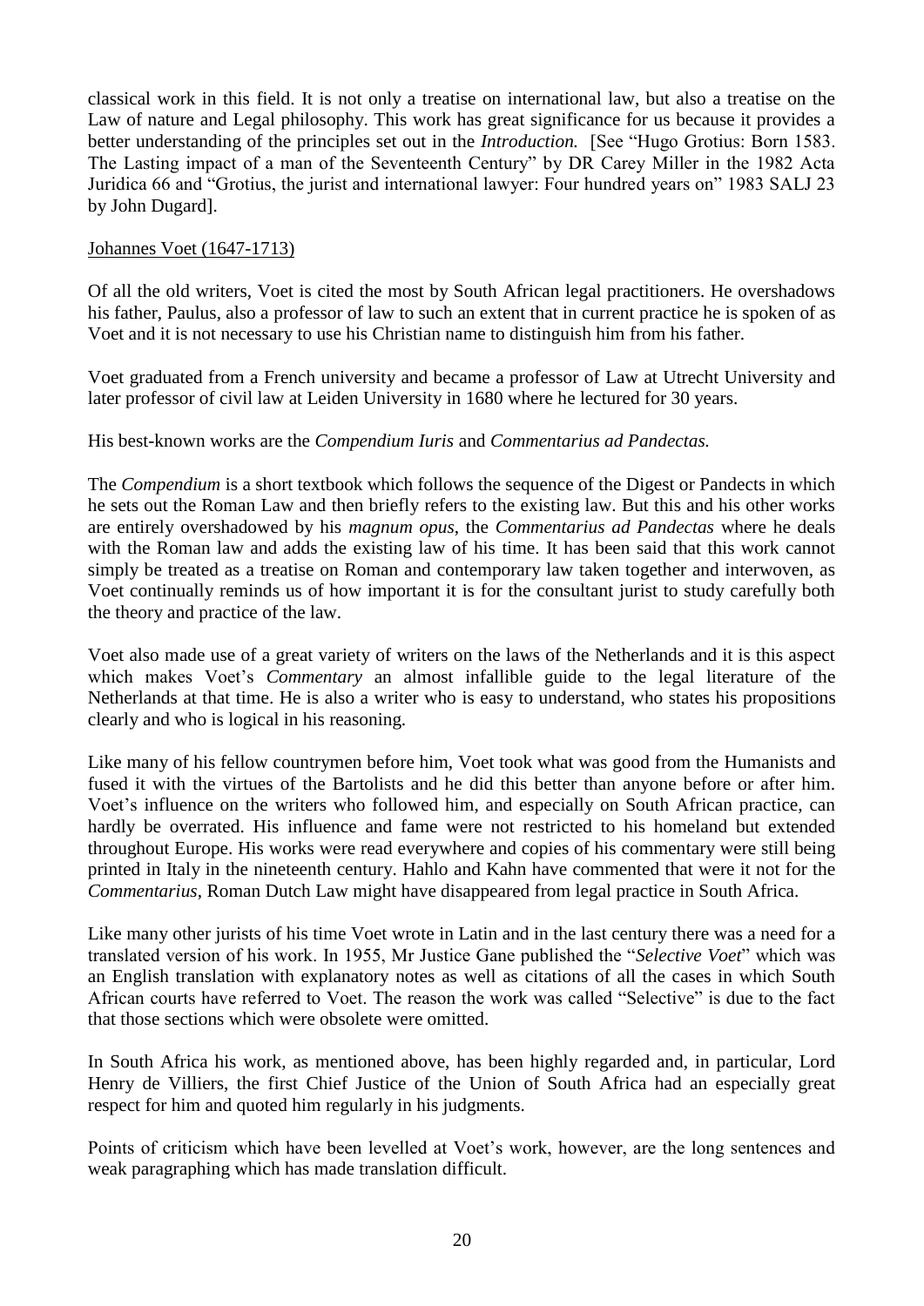classical work in this field. It is not only a treatise on international law, but also a treatise on the Law of nature and Legal philosophy. This work has great significance for us because it provides a better understanding of the principles set out in the *Introduction.* [See "Hugo Grotius: Born 1583. The Lasting impact of a man of the Seventeenth Century" by DR Carey Miller in the 1982 Acta Juridica 66 and "Grotius, the jurist and international lawyer: Four hundred years on" 1983 SALJ 23 by John Dugard].

Johannes Voet (1647-1713)

Of all the old writers, Voet is cited the most by South African legal practitioners. He overshadows his father, Paulus, also a professor of law to such an extent that in current practice he is spoken of as Voet and it is not necessary to use his Christian name to distinguish him from his father.

Voet graduated from a French university and became a professor of Law at Utrecht University and later professor of civil law at Leiden University in 1680 where he lectured for 30 years.

His best-known works are the *Compendium Iuris* and *Commentarius ad Pandectas.*

The *Compendium* is a short textbook which follows the sequence of the Digest or Pandects in which he sets out the Roman Law and then briefly refers to the existing law. But this and his other works are entirely overshadowed by his *magnum opus*, the *Commentarius ad Pandectas* where he deals with the Roman law and adds the existing law of his time. It has been said that this work cannot simply be treated as a treatise on Roman and contemporary law taken together and interwoven, as Voet continually reminds us of how important it is for the consultant jurist to study carefully both the theory and practice of the law.

Voet also made use of a great variety of writers on the laws of the Netherlands and it is this aspect which makes Voet's *Commentary* an almost infallible guide to the legal literature of the Netherlands at that time. He is also a writer who is easy to understand, who states his propositions clearly and who is logical in his reasoning.

Like many of his fellow countrymen before him, Voet took what was good from the Humanists and fused it with the virtues of the Bartolists and he did this better than anyone before or after him. Voet's influence on the writers who followed him, and especially on South African practice, can hardly be overrated. His influence and fame were not restricted to his homeland but extended throughout Europe. His works were read everywhere and copies of his commentary were still being printed in Italy in the nineteenth century. Hahlo and Kahn have commented that were it not for the *Commentarius*, Roman Dutch Law might have disappeared from legal practice in South Africa.

Like many other jurists of his time Voet wrote in Latin and in the last century there was a need for a translated version of his work. In 1955, Mr Justice Gane published the "*Selective Voet*" which was an English translation with explanatory notes as well as citations of all the cases in which South African courts have referred to Voet. The reason the work was called "Selective" is due to the fact that those sections which were obsolete were omitted.

In South Africa his work, as mentioned above, has been highly regarded and, in particular, Lord Henry de Villiers, the first Chief Justice of the Union of South Africa had an especially great respect for him and quoted him regularly in his judgments.

Points of criticism which have been levelled at Voet's work, however, are the long sentences and weak paragraphing which has made translation difficult.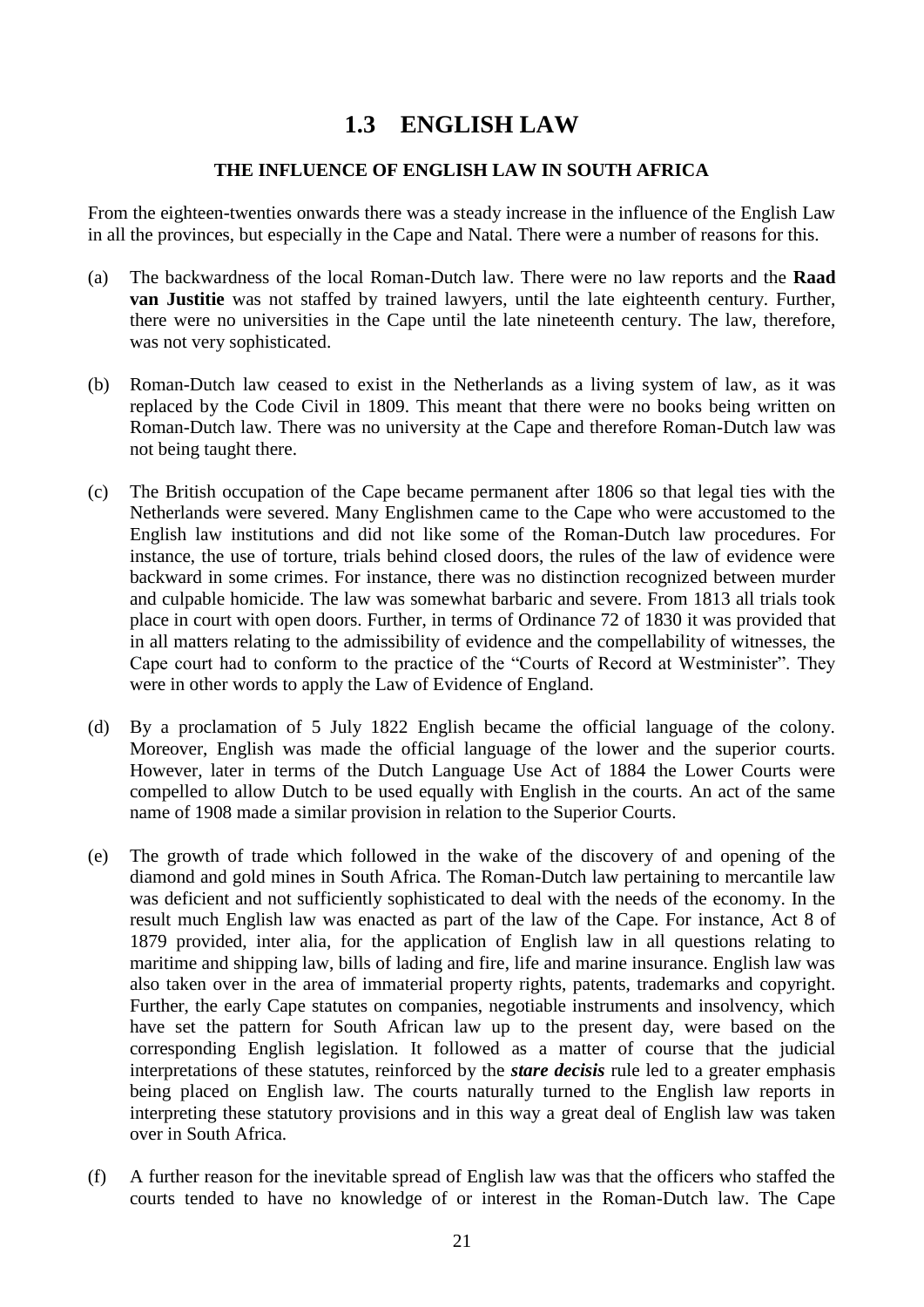# 1.3 ENGLISH LAW

### THE INFLUENCE OF ENGLISH LAW IN SOUTH AFRICA

From the eighteen-twenties onwards there was a steady increase in the influence of the English Law in all the provinces, but especially in the Cape and Natal. There were a number of reasons for this.

(a) The backwardness of the local Roman-Dutch law. There were no law reports and the **Raad van Justitie** was not staffed by trained lawyers, until the late eighteenth century. Further, there were no universities in the Cape until the late nineteenth century. The law, therefore, was not very sophisticated.

(b) Roman-Dutch law ceased to exist in the Netherlands as a living system of law, as it was replaced by the Code Civil in 1809. This meant that there were no books being written on Roman-Dutch law. There was no university at the Cape and therefore Roman-Dutch law was not being taught there.

(c) The British occupation of the Cape became permanent after 1806 so that legal ties with the Netherlands were severed. Many Englishmen came to the Cape who were accustomed to the English law institutions and did not like some of the Roman-Dutch law procedures. For instance, the use of torture, trials behind closed doors, the rules of the law of evidence were backward in some crimes. For instance, there was no distinction recognized between murder and culpable homicide. The law was somewhat barbaric and severe. From 1813 all trials took place in court with open doors. Further, in terms of Ordinance 72 of 1830 it was provided that in all matters relating to the admissibility of evidence and the compellability of witnesses, the Cape court had to conform to the practice of the "Courts of Record at Westminister". They were in other words to apply the Law of Evidence of England.

(d) By a proclamation of 5 July 1822 English became the official language of the colony. Moreover, English was made the official language of the lower and the superior courts. However, later in terms of the Dutch Language Use Act of 1884 the Lower Courts were compelled to allow Dutch to be used equally with English in the courts. An act of the same name of 1908 made a similar provision in relation to the Superior Courts.

(e) The growth of trade which followed in the wake of the discovery of and opening of the diamond and gold mines in South Africa. The Roman-Dutch law pertaining to mercantile law was deficient and not sufficiently sophisticated to deal with the needs of the economy. In the result much English law was enacted as part of the law of the Cape. For instance, Act 8 of 1879 provided, inter alia, for the application of English law in all questions relating to maritime and shipping law, bills of lading and fire, life and marine insurance. English law was also taken over in the area of immaterial property rights, patents, trademarks and copyright. Further, the early Cape statutes on companies, negotiable instruments and insolvency, which have set the pattern for South African law up to the present day, were based on the corresponding English legislation. It followed as a matter of course that the judicial interpretations of these statutes, reinforced by the ***stare decisis*** rule led to a greater emphasis being placed on English law. The courts naturally turned to the English law reports in interpreting these statutory provisions and in this way a great deal of English law was taken over in South Africa.

(f) A further reason for the inevitable spread of English law was that the officers who staffed the courts tended to have no knowledge of or interest in the Roman-Dutch law. The Cape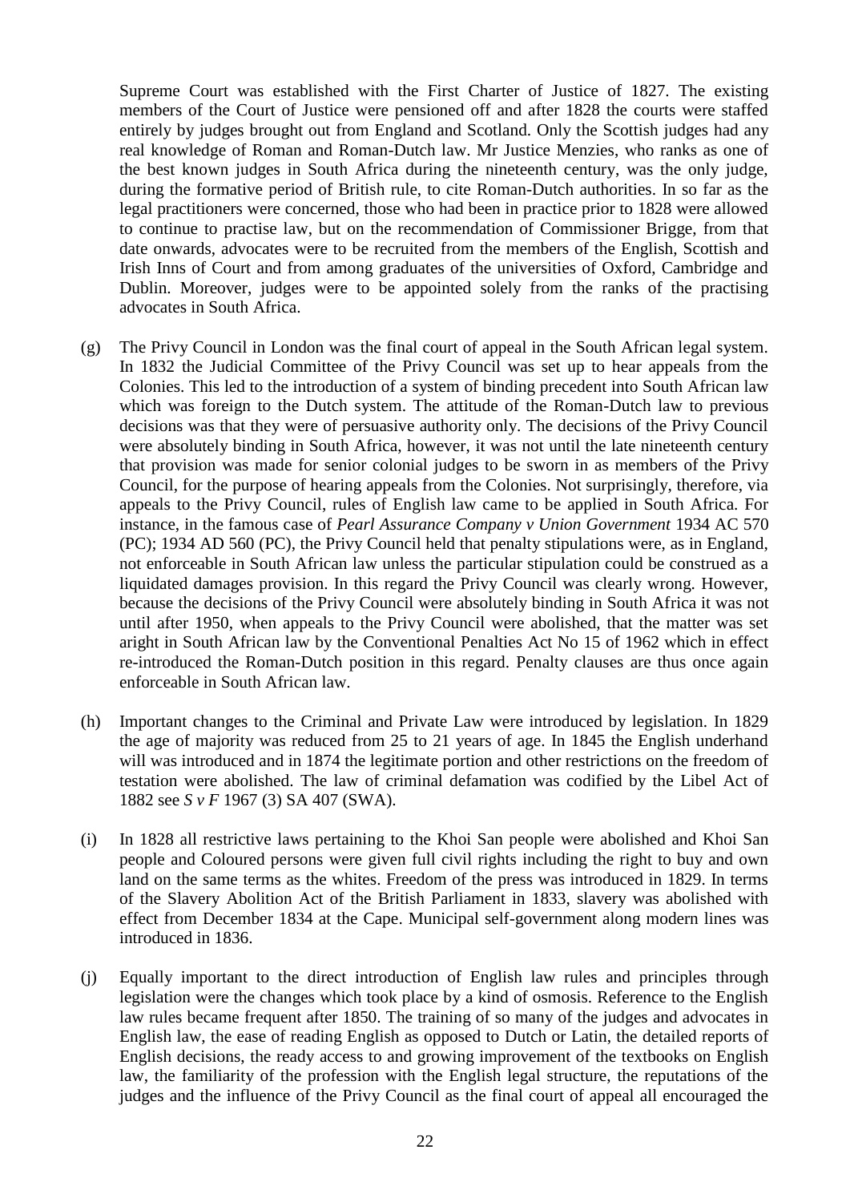Supreme Court was established with the First Charter of Justice of 1827. The existing members of the Court of Justice were pensioned off and after 1828 the courts were staffed entirely by judges brought out from England and Scotland. Only the Scottish judges had any real knowledge of Roman and Roman-Dutch law. Mr Justice Menzies, who ranks as one of the best known judges in South Africa during the nineteenth century, was the only judge, during the formative period of British rule, to cite Roman-Dutch authorities. In so far as the legal practitioners were concerned, those who had been in practice prior to 1828 were allowed to continue to practise law, but on the recommendation of Commissioner Brigge, from that date onwards, advocates were to be recruited from the members of the English, Scottish and Irish Inns of Court and from among graduates of the universities of Oxford, Cambridge and Dublin. Moreover, judges were to be appointed solely from the ranks of the practising advocates in South Africa.

(g) The Privy Council in London was the final court of appeal in the South African legal system. In 1832 the Judicial Committee of the Privy Council was set up to hear appeals from the Colonies. This led to the introduction of a system of binding precedent into South African law which was foreign to the Dutch system. The attitude of the Roman-Dutch law to previous decisions was that they were of persuasive authority only. The decisions of the Privy Council were absolutely binding in South Africa, however, it was not until the late nineteenth century that provision was made for senior colonial judges to be sworn in as members of the Privy Council, for the purpose of hearing appeals from the Colonies. Not surprisingly, therefore, via appeals to the Privy Council, rules of English law came to be applied in South Africa. For instance, in the famous case of *Pearl Assurance Company v Union Government* 1934 AC 570 (PC); 1934 AD 560 (PC), the Privy Council held that penalty stipulations were, as in England, not enforceable in South African law unless the particular stipulation could be construed as a liquidated damages provision. In this regard the Privy Council was clearly wrong. However, because the decisions of the Privy Council were absolutely binding in South Africa it was not until after 1950, when appeals to the Privy Council were abolished, that the matter was set aright in South African law by the Conventional Penalties Act No 15 of 1962 which in effect re-introduced the Roman-Dutch position in this regard. Penalty clauses are thus once again enforceable in South African law.

(h) Important changes to the Criminal and Private Law were introduced by legislation. In 1829 the age of majority was reduced from 25 to 21 years of age. In 1845 the English underhand will was introduced and in 1874 the legitimate portion and other restrictions on the freedom of testation were abolished. The law of criminal defamation was codified by the Libel Act of 1882 see *S v F* 1967 (3) SA 407 (SWA).

(i) In 1828 all restrictive laws pertaining to the Khoi San people were abolished and Khoi San people and Coloured persons were given full civil rights including the right to buy and own land on the same terms as the whites. Freedom of the press was introduced in 1829. In terms of the Slavery Abolition Act of the British Parliament in 1833, slavery was abolished with effect from December 1834 at the Cape. Municipal self-government along modern lines was introduced in 1836.

(j) Equally important to the direct introduction of English law rules and principles through legislation were the changes which took place by a kind of osmosis. Reference to the English law rules became frequent after 1850. The training of so many of the judges and advocates in English law, the ease of reading English as opposed to Dutch or Latin, the detailed reports of English decisions, the ready access to and growing improvement of the textbooks on English law, the familiarity of the profession with the English legal structure, the reputations of the judges and the influence of the Privy Council as the final court of appeal all encouraged the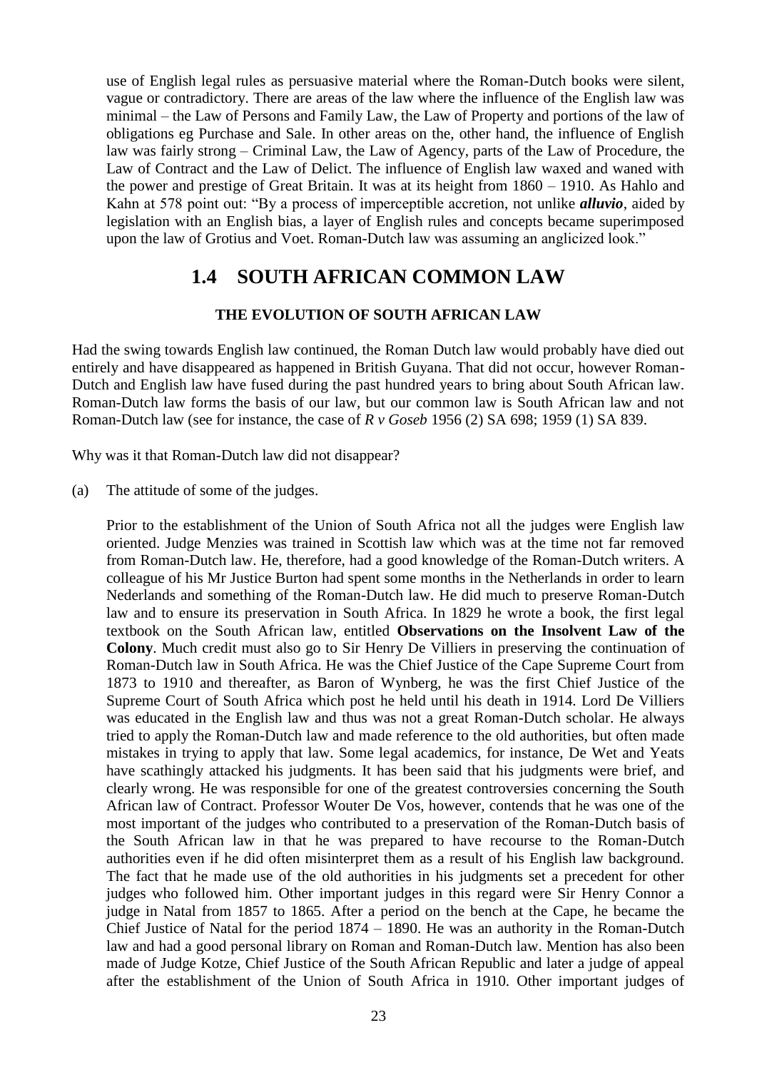use of English legal rules as persuasive material where the Roman-Dutch books were silent, vague or contradictory. There are areas of the law where the influence of the English law was minimal – the Law of Persons and Family Law, the Law of Property and portions of the law of obligations eg Purchase and Sale. In other areas on the, other hand, the influence of English law was fairly strong – Criminal Law, the Law of Agency, parts of the Law of Procedure, the Law of Contract and the Law of Delict. The influence of English law waxed and waned with the power and prestige of Great Britain. It was at its height from 1860 – 1910. As Hahlo and Kahn at 578 point out: "By a process of imperceptible accretion, not unlike ***alluvio***, aided by legislation with an English bias, a layer of English rules and concepts became superimposed upon the law of Grotius and Voet. Roman-Dutch law was assuming an anglicized look."

## 1.4 SOUTH AFRICAN COMMON LAW

### THE EVOLUTION OF SOUTH AFRICAN LAW

Had the swing towards English law continued, the Roman Dutch law would probably have died out entirely and have disappeared as happened in British Guyana. That did not occur, however Roman-Dutch and English law have fused during the past hundred years to bring about South African law. Roman-Dutch law forms the basis of our law, but our common law is South African law and not Roman-Dutch law (see for instance, the case of *R v Goseb* 1956 (2) SA 698; 1959 (1) SA 839.

Why was it that Roman-Dutch law did not disappear?

(a) The attitude of some of the judges.

Prior to the establishment of the Union of South Africa not all the judges were English law oriented. Judge Menzies was trained in Scottish law which was at the time not far removed from Roman-Dutch law. He, therefore, had a good knowledge of the Roman-Dutch writers. A colleague of his Mr Justice Burton had spent some months in the Netherlands in order to learn Nederlands and something of the Roman-Dutch law. He did much to preserve Roman-Dutch law and to ensure its preservation in South Africa. In 1829 he wrote a book, the first legal textbook on the South African law, entitled **Observations on the Insolvent Law of the Colony**. Much credit must also go to Sir Henry De Villiers in preserving the continuation of Roman-Dutch law in South Africa. He was the Chief Justice of the Cape Supreme Court from 1873 to 1910 and thereafter, as Baron of Wynberg, he was the first Chief Justice of the Supreme Court of South Africa which post he held until his death in 1914. Lord De Villiers was educated in the English law and thus was not a great Roman-Dutch scholar. He always tried to apply the Roman-Dutch law and made reference to the old authorities, but often made mistakes in trying to apply that law. Some legal academics, for instance, De Wet and Yeats have scathingly attacked his judgments. It has been said that his judgments were brief, and clearly wrong. He was responsible for one of the greatest controversies concerning the South African law of Contract. Professor Wouter De Vos, however, contends that he was one of the most important of the judges who contributed to a preservation of the Roman-Dutch basis of the South African law in that he was prepared to have recourse to the Roman-Dutch authorities even if he did often misinterpret them as a result of his English law background. The fact that he made use of the old authorities in his judgments set a precedent for other judges who followed him. Other important judges in this regard were Sir Henry Connor a judge in Natal from 1857 to 1865. After a period on the bench at the Cape, he became the Chief Justice of Natal for the period 1874 – 1890. He was an authority in the Roman-Dutch law and had a good personal library on Roman and Roman-Dutch law. Mention has also been made of Judge Kotze, Chief Justice of the South African Republic and later a judge of appeal after the establishment of the Union of South Africa in 1910. Other important judges of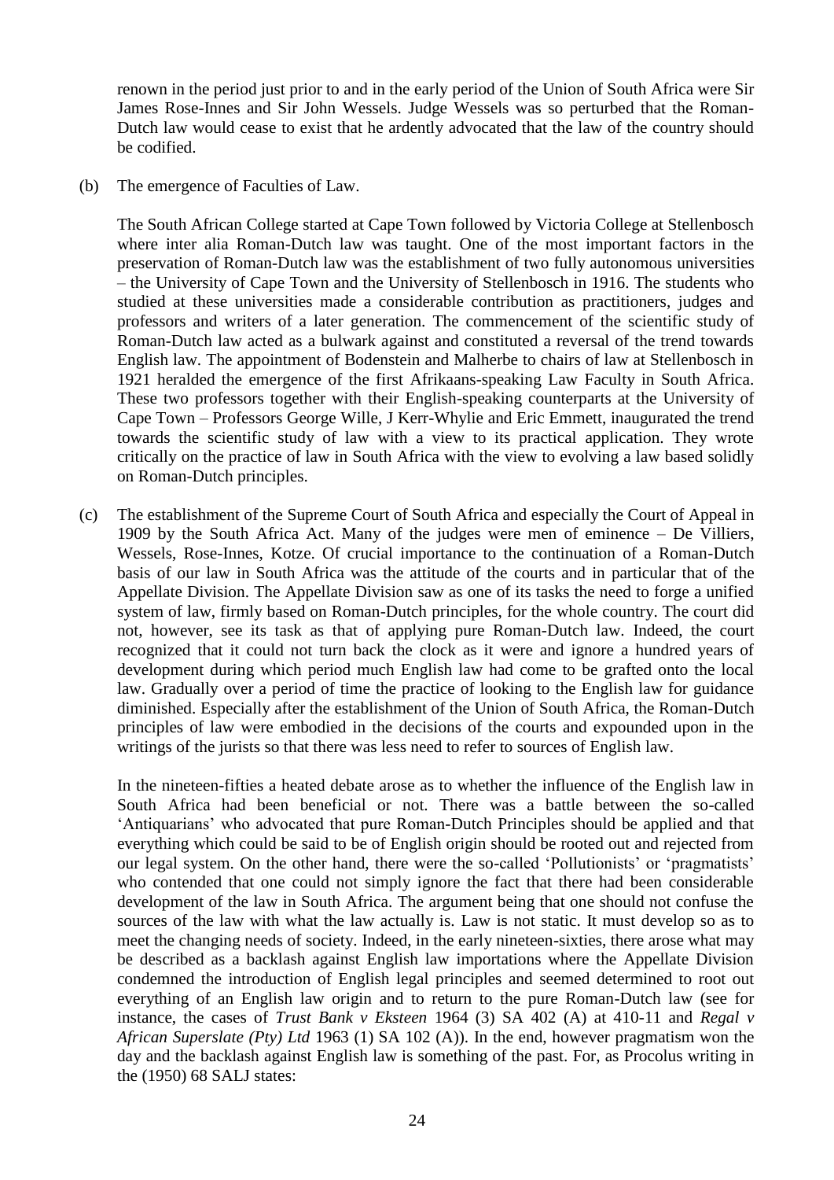renown in the period just prior to and in the early period of the Union of South Africa were Sir James Rose-Innes and Sir John Wessels. Judge Wessels was so perturbed that the Roman-Dutch law would cease to exist that he ardently advocated that the law of the country should be codified.

(b) The emergence of Faculties of Law.

The South African College started at Cape Town followed by Victoria College at Stellenbosch where inter alia Roman-Dutch law was taught. One of the most important factors in the preservation of Roman-Dutch law was the establishment of two fully autonomous universities – the University of Cape Town and the University of Stellenbosch in 1916. The students who studied at these universities made a considerable contribution as practitioners, judges and professors and writers of a later generation. The commencement of the scientific study of Roman-Dutch law acted as a bulwark against and constituted a reversal of the trend towards English law. The appointment of Bodenstein and Malherbe to chairs of law at Stellenbosch in 1921 heralded the emergence of the first Afrikaans-speaking Law Faculty in South Africa. These two professors together with their English-speaking counterparts at the University of Cape Town – Professors George Wille, J Kerr-Whylie and Eric Emmett, inaugurated the trend towards the scientific study of law with a view to its practical application. They wrote critically on the practice of law in South Africa with the view to evolving a law based solidly on Roman-Dutch principles.

(c) The establishment of the Supreme Court of South Africa and especially the Court of Appeal in 1909 by the South Africa Act. Many of the judges were men of eminence – De Villiers, Wessels, Rose-Innes, Kotze. Of crucial importance to the continuation of a Roman-Dutch basis of our law in South Africa was the attitude of the courts and in particular that of the Appellate Division. The Appellate Division saw as one of its tasks the need to forge a unified system of law, firmly based on Roman-Dutch principles, for the whole country. The court did not, however, see its task as that of applying pure Roman-Dutch law. Indeed, the court recognized that it could not turn back the clock as it were and ignore a hundred years of development during which period much English law had come to be grafted onto the local law. Gradually over a period of time the practice of looking to the English law for guidance diminished. Especially after the establishment of the Union of South Africa, the Roman-Dutch principles of law were embodied in the decisions of the courts and expounded upon in the writings of the jurists so that there was less need to refer to sources of English law.

In the nineteen-fifties a heated debate arose as to whether the influence of the English law in South Africa had been beneficial or not. There was a battle between the so-called 'Antiquarians' who advocated that pure Roman-Dutch Principles should be applied and that everything which could be said to be of English origin should be rooted out and rejected from our legal system. On the other hand, there were the so-called 'Pollutionists' or 'pragmatists' who contended that one could not simply ignore the fact that there had been considerable development of the law in South Africa. The argument being that one should not confuse the sources of the law with what the law actually is. Law is not static. It must develop so as to meet the changing needs of society. Indeed, in the early nineteen-sixties, there arose what may be described as a backlash against English law importations where the Appellate Division condemned the introduction of English legal principles and seemed determined to root out everything of an English law origin and to return to the pure Roman-Dutch law (see for instance, the cases of *Trust Bank v Eksteen* 1964 (3) SA 402 (A) at 410-11 and *Regal v African Superslate (Pty) Ltd* 1963 (1) SA 102 (A)). In the end, however pragmatism won the day and the backlash against English law is something of the past. For, as Procolus writing in the (1950) 68 SALJ states: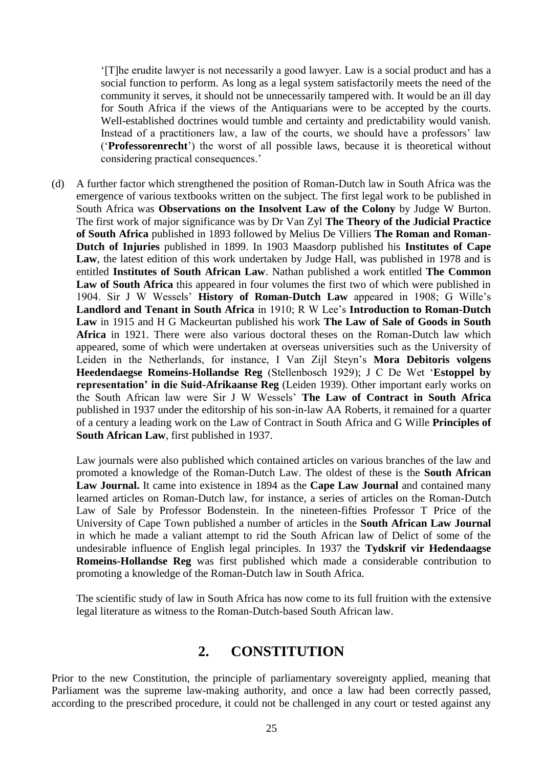> '[T]he erudite lawyer is not necessarily a good lawyer. Law is a social product and has a social function to perform. As long as a legal system satisfactorily meets the need of the community it serves, it should not be unnecessarily tampered with. It would be an ill day for South Africa if the views of the Antiquarians were to be accepted by the courts. Well-established doctrines would tumble and certainty and predictability would vanish. Instead of a practitioners law, a law of the courts, we should have a professors' law ('**Professorenrecht**') the worst of all possible laws, because it is theoretical without considering practical consequences.'

(d) A further factor which strengthened the position of Roman-Dutch law in South Africa was the emergence of various textbooks written on the subject. The first legal work to be published in South Africa was **Observations on the Insolvent Law of the Colony** by Judge W Burton. The first work of major significance was by Dr Van Zyl **The Theory of the Judicial Practice of South Africa** published in 1893 followed by Melius De Villiers **The Roman and Roman-Dutch of Injuries** published in 1899. In 1903 Maasdorp published his **Institutes of Cape Law**, the latest edition of this work undertaken by Judge Hall, was published in 1978 and is entitled **Institutes of South African Law**. Nathan published a work entitled **The Common Law of South Africa** this appeared in four volumes the first two of which were published in 1904. Sir J W Wessels' **History of Roman-Dutch Law** appeared in 1908; G Wille's **Landlord and Tenant in South Africa** in 1910; R W Lee's **Introduction to Roman-Dutch Law** in 1915 and H G Mackeurtan published his work **The Law of Sale of Goods in South Africa** in 1921. There were also various doctoral theses on the Roman-Dutch law which appeared, some of which were undertaken at overseas universities such as the University of Leiden in the Netherlands, for instance, I Van Zijl Steyn's **Mora Debitoris volgens Heedendaegse Romeins-Hollandse Reg** (Stellenbosch 1929); J C De Wet '**Estoppel by representation' in die Suid-Afrikaanse Reg** (Leiden 1939). Other important early works on the South African law were Sir J W Wessels' **The Law of Contract in South Africa** published in 1937 under the editorship of his son-in-law AA Roberts, it remained for a quarter of a century a leading work on the Law of Contract in South Africa and G Wille **Principles of South African Law**, first published in 1937.

Law journals were also published which contained articles on various branches of the law and promoted a knowledge of the Roman-Dutch Law. The oldest of these is the **South African Law Journal.** It came into existence in 1894 as the **Cape Law Journal** and contained many learned articles on Roman-Dutch law, for instance, a series of articles on the Roman-Dutch Law of Sale by Professor Bodenstein. In the nineteen-fifties Professor T Price of the University of Cape Town published a number of articles in the **South African Law Journal** in which he made a valiant attempt to rid the South African law of Delict of some of the undesirable influence of English legal principles. In 1937 the **Tydskrif vir Hedendaagse Romeins-Hollandse Reg** was first published which made a considerable contribution to promoting a knowledge of the Roman-Dutch law in South Africa.

The scientific study of law in South Africa has now come to its full fruition with the extensive legal literature as witness to the Roman-Dutch-based South African law.

## 2. CONSTITUTION

Prior to the new Constitution, the principle of parliamentary sovereignty applied, meaning that Parliament was the supreme law-making authority, and once a law had been correctly passed, according to the prescribed procedure, it could not be challenged in any court or tested against any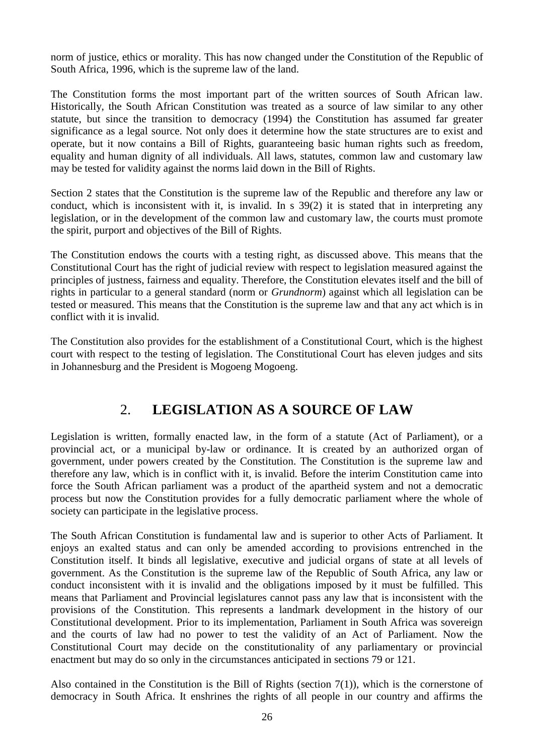norm of justice, ethics or morality. This has now changed under the Constitution of the Republic of South Africa, 1996, which is the supreme law of the land.

The Constitution forms the most important part of the written sources of South African law. Historically, the South African Constitution was treated as a source of law similar to any other statute, but since the transition to democracy (1994) the Constitution has assumed far greater significance as a legal source. Not only does it determine how the state structures are to exist and operate, but it now contains a Bill of Rights, guaranteeing basic human rights such as freedom, equality and human dignity of all individuals. All laws, statutes, common law and customary law may be tested for validity against the norms laid down in the Bill of Rights.

Section 2 states that the Constitution is the supreme law of the Republic and therefore any law or conduct, which is inconsistent with it, is invalid. In s 39(2) it is stated that in interpreting any legislation, or in the development of the common law and customary law, the courts must promote the spirit, purport and objectives of the Bill of Rights.

The Constitution endows the courts with a testing right, as discussed above. This means that the Constitutional Court has the right of judicial review with respect to legislation measured against the principles of justness, fairness and equality. Therefore, the Constitution elevates itself and the bill of rights in particular to a general standard (norm or *Grundnorm*) against which all legislation can be tested or measured. This means that the Constitution is the supreme law and that any act which is in conflict with it is invalid.

The Constitution also provides for the establishment of a Constitutional Court, which is the highest court with respect to the testing of legislation. The Constitutional Court has eleven judges and sits in Johannesburg and the President is Mogoeng Mogoeng.

## 2. **LEGISLATION AS A SOURCE OF LAW**

Legislation is written, formally enacted law, in the form of a statute (Act of Parliament), or a provincial act, or a municipal by-law or ordinance. It is created by an authorized organ of government, under powers created by the Constitution. The Constitution is the supreme law and therefore any law, which is in conflict with it, is invalid. Before the interim Constitution came into force the South African parliament was a product of the apartheid system and not a democratic process but now the Constitution provides for a fully democratic parliament where the whole of society can participate in the legislative process.

The South African Constitution is fundamental law and is superior to other Acts of Parliament. It enjoys an exalted status and can only be amended according to provisions entrenched in the Constitution itself. It binds all legislative, executive and judicial organs of state at all levels of government. As the Constitution is the supreme law of the Republic of South Africa, any law or conduct inconsistent with it is invalid and the obligations imposed by it must be fulfilled. This means that Parliament and Provincial legislatures cannot pass any law that is inconsistent with the provisions of the Constitution. This represents a landmark development in the history of our Constitutional development. Prior to its implementation, Parliament in South Africa was sovereign and the courts of law had no power to test the validity of an Act of Parliament. Now the Constitutional Court may decide on the constitutionality of any parliamentary or provincial enactment but may do so only in the circumstances anticipated in sections 79 or 121.

Also contained in the Constitution is the Bill of Rights (section 7(1)), which is the cornerstone of democracy in South Africa. It enshrines the rights of all people in our country and affirms the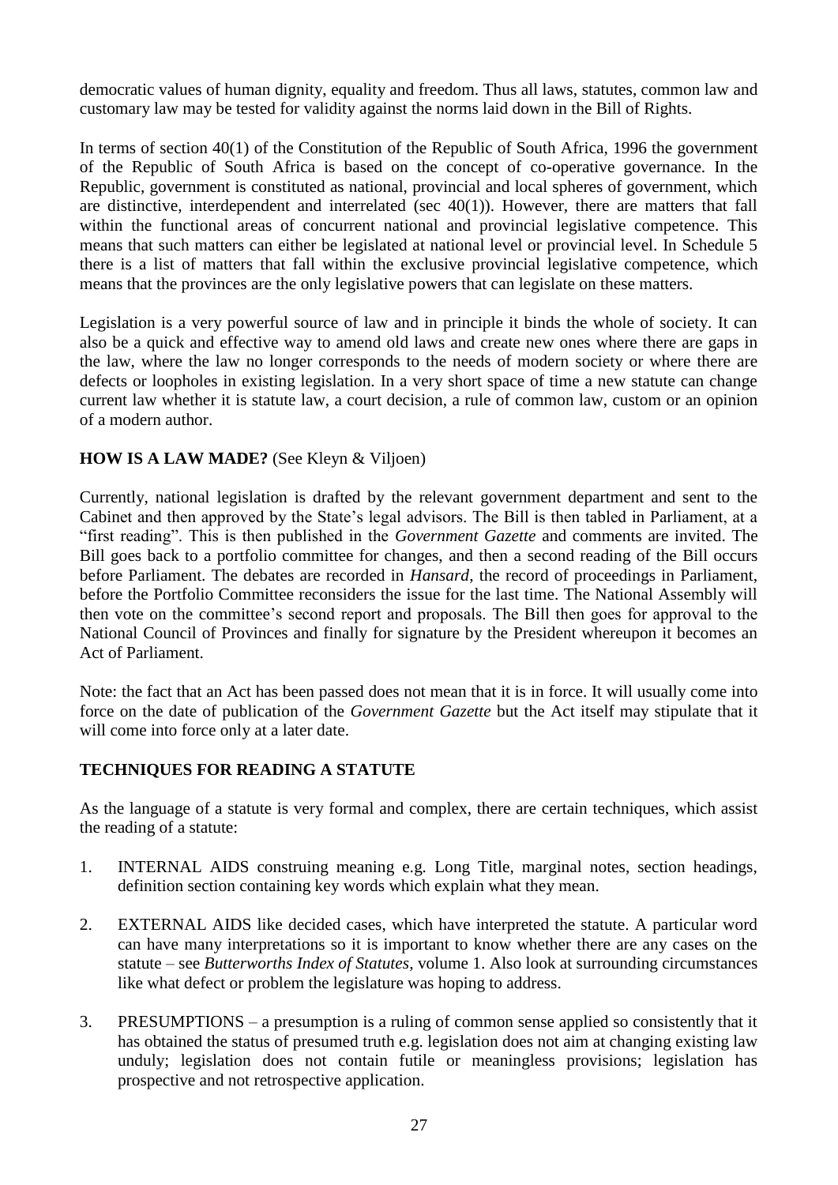democratic values of human dignity, equality and freedom. Thus all laws, statutes, common law and customary law may be tested for validity against the norms laid down in the Bill of Rights.

In terms of section 40(1) of the Constitution of the Republic of South Africa, 1996 the government of the Republic of South Africa is based on the concept of co-operative governance. In the Republic, government is constituted as national, provincial and local spheres of government, which are distinctive, interdependent and interrelated (sec 40(1)). However, there are matters that fall within the functional areas of concurrent national and provincial legislative competence. This means that such matters can either be legislated at national level or provincial level. In Schedule 5 there is a list of matters that fall within the exclusive provincial legislative competence, which means that the provinces are the only legislative powers that can legislate on these matters.

Legislation is a very powerful source of law and in principle it binds the whole of society. It can also be a quick and effective way to amend old laws and create new ones where there are gaps in the law, where the law no longer corresponds to the needs of modern society or where there are defects or loopholes in existing legislation. In a very short space of time a new statute can change current law whether it is statute law, a court decision, a rule of common law, custom or an opinion of a modern author.

**HOW IS A LAW MADE?** (See Kleyn & Viljoen)

Currently, national legislation is drafted by the relevant government department and sent to the Cabinet and then approved by the State's legal advisors. The Bill is then tabled in Parliament, at a "first reading". This is then published in the *Government Gazette* and comments are invited. The Bill goes back to a portfolio committee for changes, and then a second reading of the Bill occurs before Parliament. The debates are recorded in *Hansard*, the record of proceedings in Parliament, before the Portfolio Committee reconsiders the issue for the last time. The National Assembly will then vote on the committee's second report and proposals. The Bill then goes for approval to the National Council of Provinces and finally for signature by the President whereupon it becomes an Act of Parliament.

Note: the fact that an Act has been passed does not mean that it is in force. It will usually come into force on the date of publication of the *Government Gazette* but the Act itself may stipulate that it will come into force only at a later date.

**TECHNIQUES FOR READING A STATUTE**

As the language of a statute is very formal and complex, there are certain techniques, which assist the reading of a statute:

1. INTERNAL AIDS construing meaning e.g. Long Title, marginal notes, section headings, definition section containing key words which explain what they mean.

2. EXTERNAL AIDS like decided cases, which have interpreted the statute. A particular word can have many interpretations so it is important to know whether there are any cases on the statute – see *Butterworths Index of Statutes*, volume 1. Also look at surrounding circumstances like what defect or problem the legislature was hoping to address.

3. PRESUMPTIONS – a presumption is a ruling of common sense applied so consistently that it has obtained the status of presumed truth e.g. legislation does not aim at changing existing law unduly; legislation does not contain futile or meaningless provisions; legislation has prospective and not retrospective application.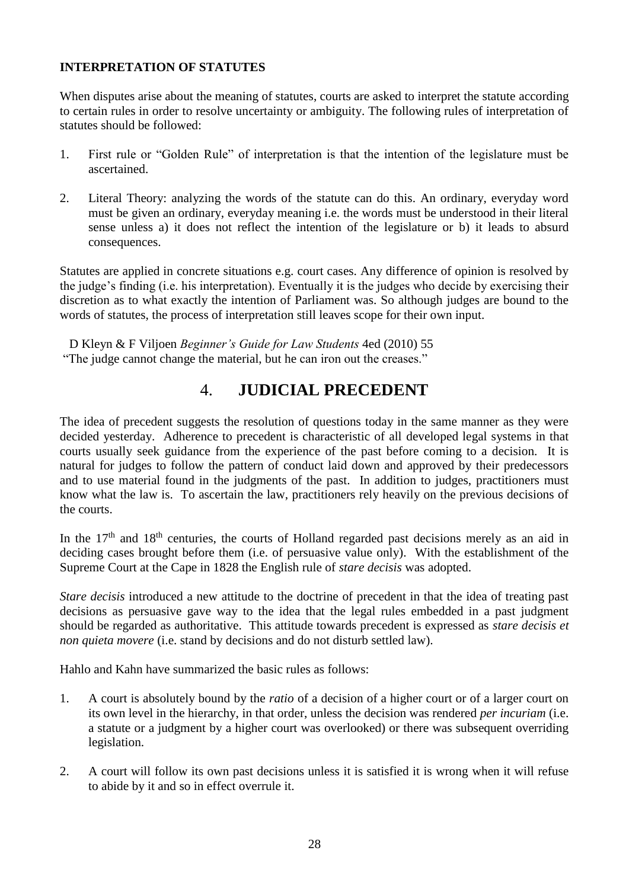**INTERPRETATION OF STATUTES**

When disputes arise about the meaning of statutes, courts are asked to interpret the statute according to certain rules in order to resolve uncertainty or ambiguity. The following rules of interpretation of statutes should be followed:

1. First rule or "Golden Rule" of interpretation is that the intention of the legislature must be ascertained.

2. Literal Theory: analyzing the words of the statute can do this. An ordinary, everyday word must be given an ordinary, everyday meaning i.e. the words must be understood in their literal sense unless a) it does not reflect the intention of the legislature or b) it leads to absurd consequences.

Statutes are applied in concrete situations e.g. court cases. Any difference of opinion is resolved by the judge's finding (i.e. his interpretation). Eventually it is the judges who decide by exercising their discretion as to what exactly the intention of Parliament was. So although judges are bound to the words of statutes, the process of interpretation still leaves scope for their own input.

D Kleyn & F Viljoen *Beginner's Guide for Law Students* 4ed (2010) 55
"The judge cannot change the material, but he can iron out the creases."

# 4. JUDICIAL PRECEDENT

The idea of precedent suggests the resolution of questions today in the same manner as they were decided yesterday. Adherence to precedent is characteristic of all developed legal systems in that courts usually seek guidance from the experience of the past before coming to a decision. It is natural for judges to follow the pattern of conduct laid down and approved by their predecessors and to use material found in the judgments of the past. In addition to judges, practitioners must know what the law is. To ascertain the law, practitioners rely heavily on the previous decisions of the courts.

In the 17th and 18th centuries, the courts of Holland regarded past decisions merely as an aid in deciding cases brought before them (i.e. of persuasive value only). With the establishment of the Supreme Court at the Cape in 1828 the English rule of *stare decisis* was adopted.

*Stare decisis* introduced a new attitude to the doctrine of precedent in that the idea of treating past decisions as persuasive gave way to the idea that the legal rules embedded in a past judgment should be regarded as authoritative. This attitude towards precedent is expressed as *stare decisis et non quieta movere* (i.e. stand by decisions and do not disturb settled law).

Hahlo and Kahn have summarized the basic rules as follows:

1. A court is absolutely bound by the *ratio* of a decision of a higher court or of a larger court on its own level in the hierarchy, in that order, unless the decision was rendered *per incuriam* (i.e. a statute or a judgment by a higher court was overlooked) or there was subsequent overriding legislation.

2. A court will follow its own past decisions unless it is satisfied it is wrong when it will refuse to abide by it and so in effect overrule it.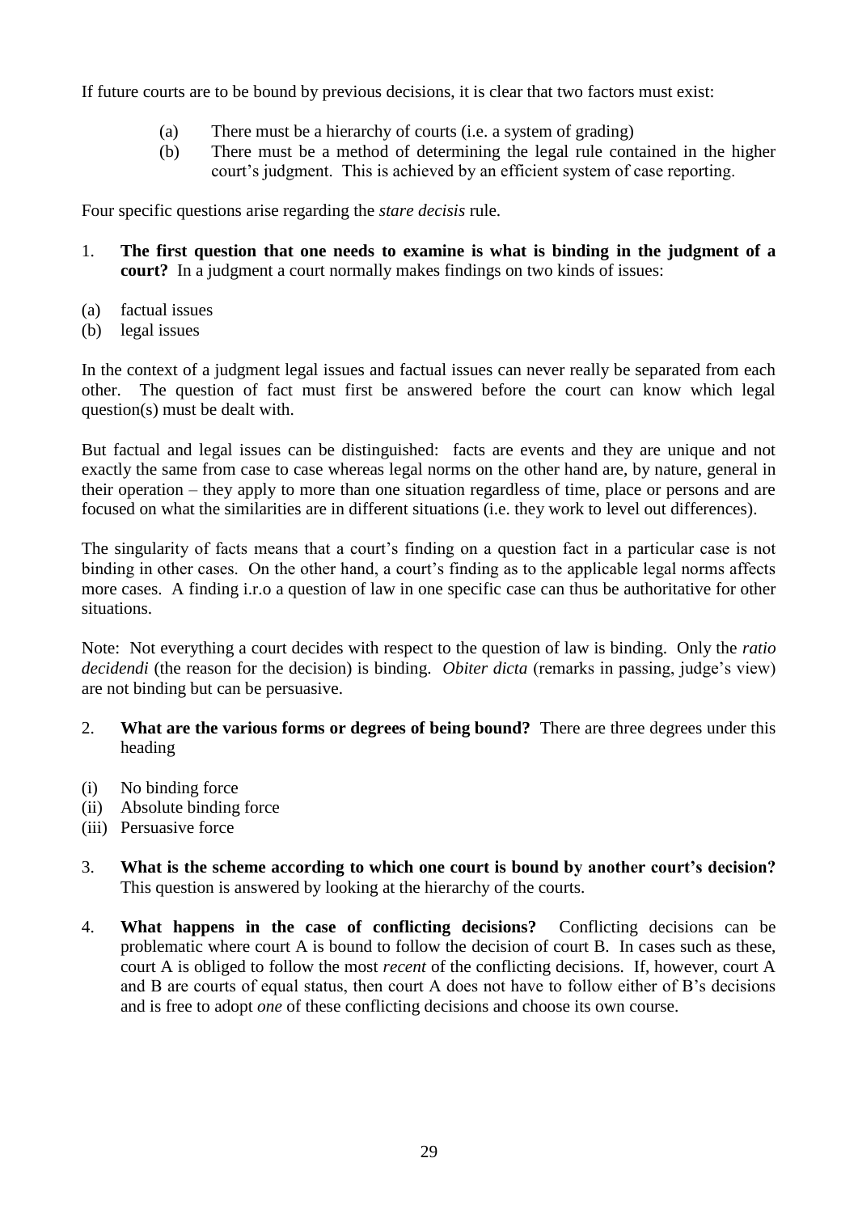If future courts are to be bound by previous decisions, it is clear that two factors must exist:

(a) There must be a hierarchy of courts (i.e. a system of grading)
(b) There must be a method of determining the legal rule contained in the higher court's judgment. This is achieved by an efficient system of case reporting.

Four specific questions arise regarding the *stare decisis* rule.

1. **The first question that one needs to examine is what is binding in the judgment of a court?** In a judgment a court normally makes findings on two kinds of issues:

(a) factual issues
(b) legal issues

In the context of a judgment legal issues and factual issues can never really be separated from each other. The question of fact must first be answered before the court can know which legal question(s) must be dealt with.

But factual and legal issues can be distinguished: facts are events and they are unique and not exactly the same from case to case whereas legal norms on the other hand are, by nature, general in their operation – they apply to more than one situation regardless of time, place or persons and are focused on what the similarities are in different situations (i.e. they work to level out differences).

The singularity of facts means that a court's finding on a question fact in a particular case is not binding in other cases. On the other hand, a court's finding as to the applicable legal norms affects more cases. A finding i.r.o a question of law in one specific case can thus be authoritative for other situations.

Note: Not everything a court decides with respect to the question of law is binding. Only the *ratio decidendi* (the reason for the decision) is binding. *Obiter dicta* (remarks in passing, judge's view) are not binding but can be persuasive.

2. **What are the various forms or degrees of being bound?** There are three degrees under this heading

(i) No binding force
(ii) Absolute binding force
(iii) Persuasive force

3. **What is the scheme according to which one court is bound by another court's decision?** This question is answered by looking at the hierarchy of the courts.

4. **What happens in the case of conflicting decisions?** Conflicting decisions can be problematic where court A is bound to follow the decision of court B. In cases such as these, court A is obliged to follow the most *recent* of the conflicting decisions. If, however, court A and B are courts of equal status, then court A does not have to follow either of B's decisions and is free to adopt *one* of these conflicting decisions and choose its own course.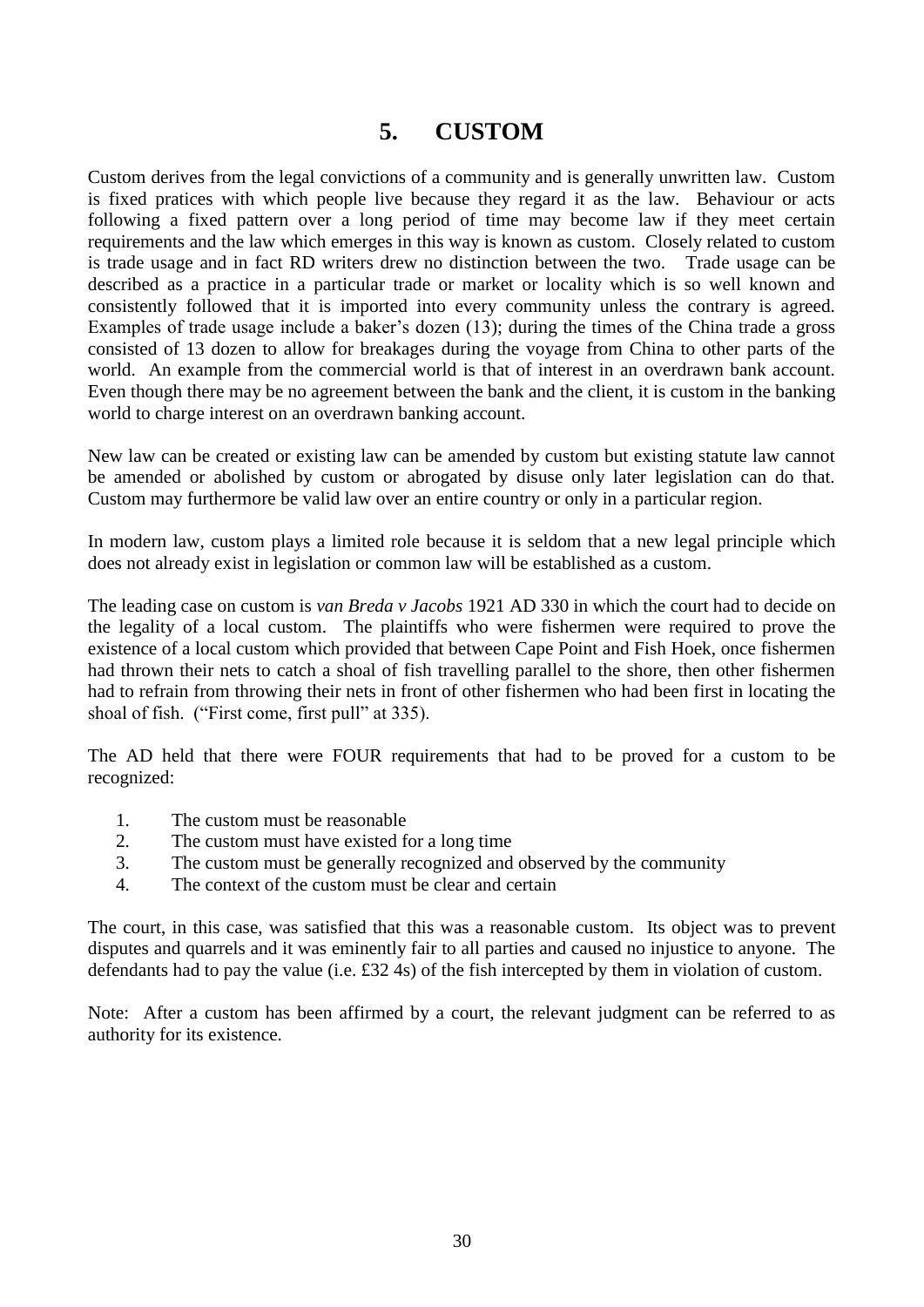# 5. CUSTOM

Custom derives from the legal convictions of a community and is generally unwritten law. Custom is fixed pratices with which people live because they regard it as the law. Behaviour or acts following a fixed pattern over a long period of time may become law if they meet certain requirements and the law which emerges in this way is known as custom. Closely related to custom is trade usage and in fact RD writers drew no distinction between the two. Trade usage can be described as a practice in a particular trade or market or locality which is so well known and consistently followed that it is imported into every community unless the contrary is agreed. Examples of trade usage include a baker's dozen (13); during the times of the China trade a gross consisted of 13 dozen to allow for breakages during the voyage from China to other parts of the world. An example from the commercial world is that of interest in an overdrawn bank account. Even though there may be no agreement between the bank and the client, it is custom in the banking world to charge interest on an overdrawn banking account.

New law can be created or existing law can be amended by custom but existing statute law cannot be amended or abolished by custom or abrogated by disuse only later legislation can do that. Custom may furthermore be valid law over an entire country or only in a particular region.

In modern law, custom plays a limited role because it is seldom that a new legal principle which does not already exist in legislation or common law will be established as a custom.

The leading case on custom is *van Breda v Jacobs* 1921 AD 330 in which the court had to decide on the legality of a local custom. The plaintiffs who were fishermen were required to prove the existence of a local custom which provided that between Cape Point and Fish Hoek, once fishermen had thrown their nets to catch a shoal of fish travelling parallel to the shore, then other fishermen had to refrain from throwing their nets in front of other fishermen who had been first in locating the shoal of fish. ("First come, first pull" at 335).

The AD held that there were FOUR requirements that had to be proved for a custom to be recognized:

1. The custom must be reasonable
2. The custom must have existed for a long time
3. The custom must be generally recognized and observed by the community
4. The context of the custom must be clear and certain

The court, in this case, was satisfied that this was a reasonable custom. Its object was to prevent disputes and quarrels and it was eminently fair to all parties and caused no injustice to anyone. The defendants had to pay the value (i.e. £32 4s) of the fish intercepted by them in violation of custom.

Note: After a custom has been affirmed by a court, the relevant judgment can be referred to as authority for its existence.